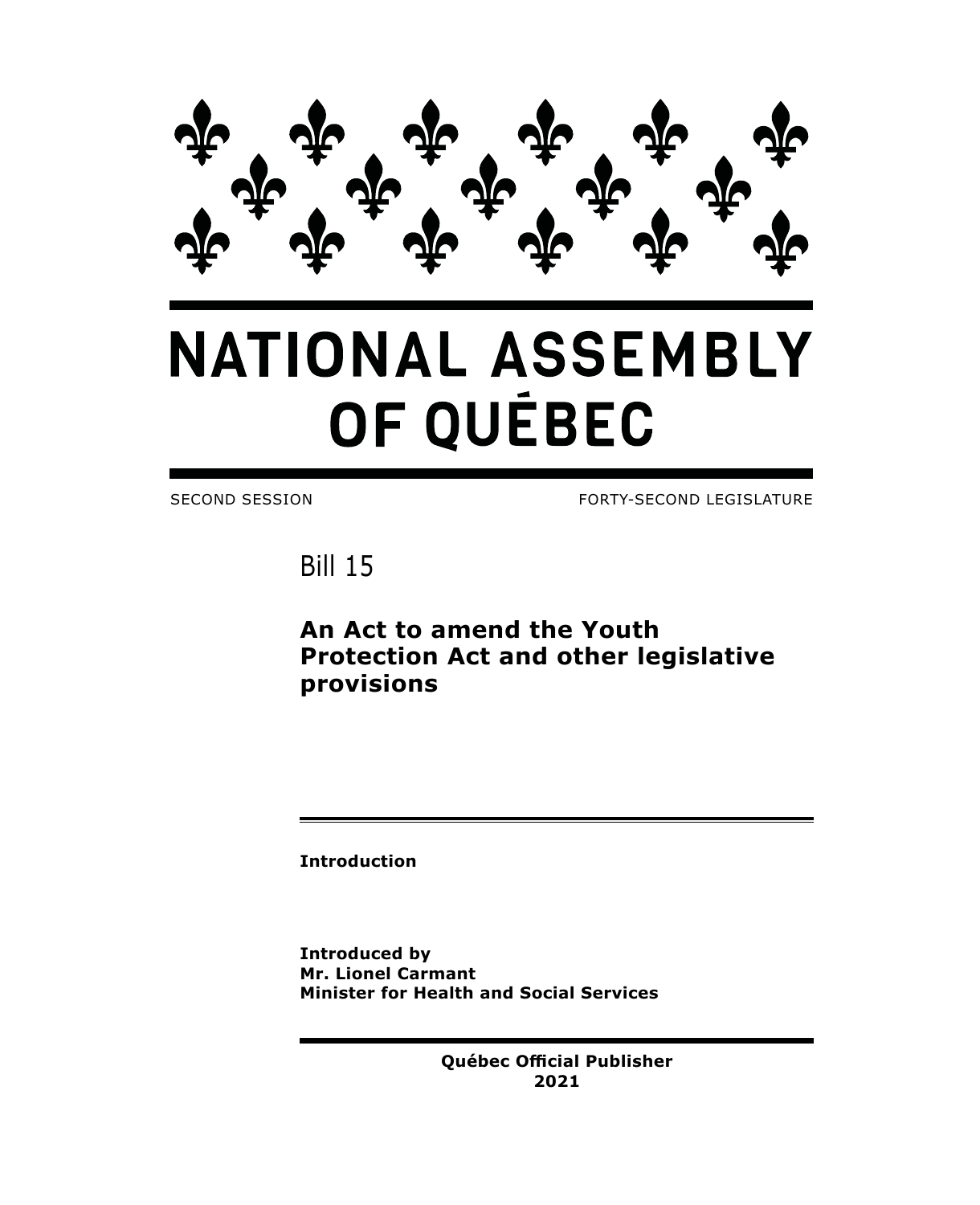# NATIONAL ASSEMBLY OF QUÉBEC

SECOND SESSION FORTY-SECOND LEGISLATURE

Bill 15

## An Act to amend the Youth Protection Act and other legislative provisions

**Introduction**

**Introduced by**
**Mr. Lionel Carmant**
**Minister for Health and Social Services**

**Québec Official Publisher**
**2021**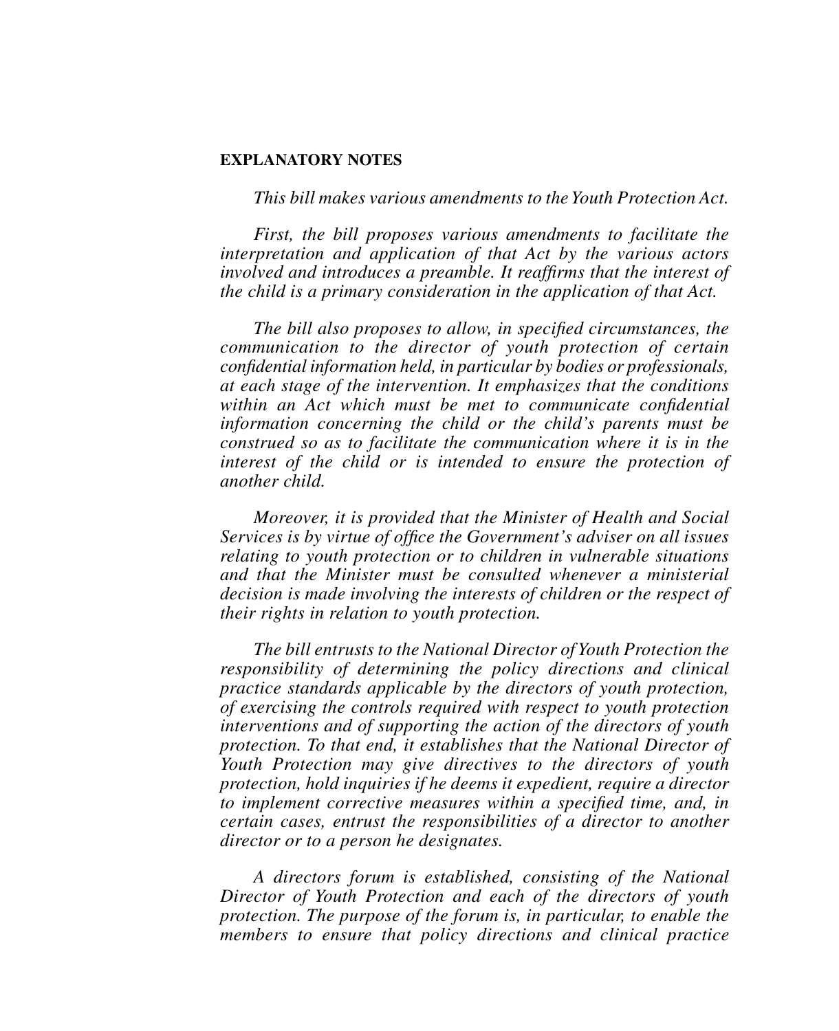**EXPLANATORY NOTES**

*This bill makes various amendments to the Youth Protection Act.*

*First, the bill proposes various amendments to facilitate the interpretation and application of that Act by the various actors involved and introduces a preamble. It reaffirms that the interest of the child is a primary consideration in the application of that Act.*

*The bill also proposes to allow, in specified circumstances, the communication to the director of youth protection of certain confidential information held, in particular by bodies or professionals, at each stage of the intervention. It emphasizes that the conditions within an Act which must be met to communicate confidential information concerning the child or the child's parents must be construed so as to facilitate the communication where it is in the interest of the child or is intended to ensure the protection of another child.*

*Moreover, it is provided that the Minister of Health and Social Services is by virtue of office the Government's adviser on all issues relating to youth protection or to children in vulnerable situations and that the Minister must be consulted whenever a ministerial decision is made involving the interests of children or the respect of their rights in relation to youth protection.*

*The bill entrusts to the National Director of Youth Protection the responsibility of determining the policy directions and clinical practice standards applicable by the directors of youth protection, of exercising the controls required with respect to youth protection interventions and of supporting the action of the directors of youth protection. To that end, it establishes that the National Director of Youth Protection may give directives to the directors of youth protection, hold inquiries if he deems it expedient, require a director to implement corrective measures within a specified time, and, in certain cases, entrust the responsibilities of a director to another director or to a person he designates.*

*A directors forum is established, consisting of the National Director of Youth Protection and each of the directors of youth protection. The purpose of the forum is, in particular, to enable the members to ensure that policy directions and clinical practice*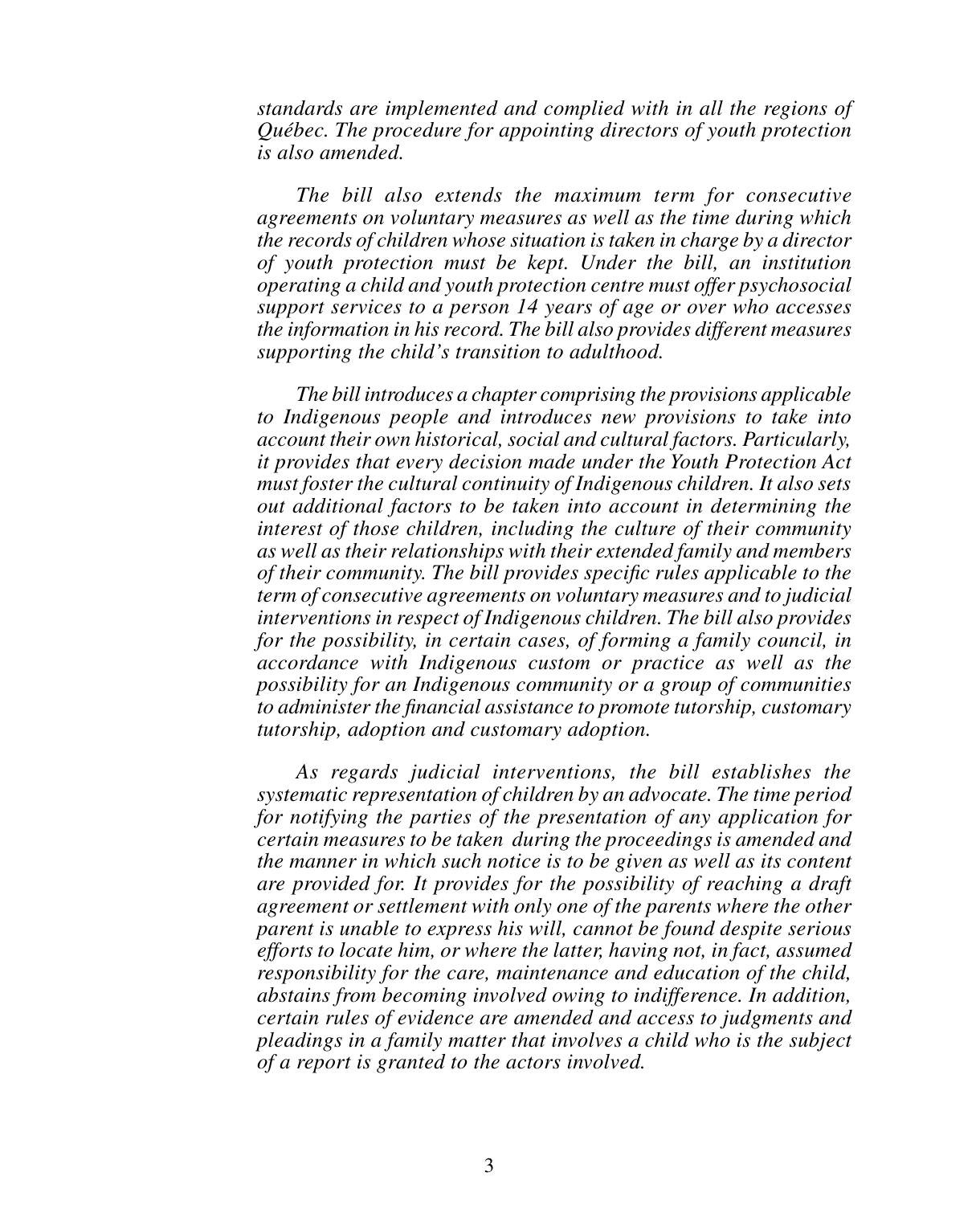*standards are implemented and complied with in all the regions of Québec. The procedure for appointing directors of youth protection is also amended.*

*The bill also extends the maximum term for consecutive agreements on voluntary measures as well as the time during which the records of children whose situation is taken in charge by a director of youth protection must be kept. Under the bill, an institution operating a child and youth protection centre must offer psychosocial support services to a person 14 years of age or over who accesses the information in his record. The bill also provides different measures supporting the child's transition to adulthood.*

*The bill introduces a chapter comprising the provisions applicable to Indigenous people and introduces new provisions to take into account their own historical, social and cultural factors. Particularly, it provides that every decision made under the Youth Protection Act must foster the cultural continuity of Indigenous children. It also sets out additional factors to be taken into account in determining the interest of those children, including the culture of their community as well as their relationships with their extended family and members of their community. The bill provides specific rules applicable to the term of consecutive agreements on voluntary measures and to judicial interventions in respect of Indigenous children. The bill also provides for the possibility, in certain cases, of forming a family council, in accordance with Indigenous custom or practice as well as the possibility for an Indigenous community or a group of communities to administer the financial assistance to promote tutorship, customary tutorship, adoption and customary adoption.*

*As regards judicial interventions, the bill establishes the systematic representation of children by an advocate. The time period for notifying the parties of the presentation of any application for certain measures to be taken during the proceedings is amended and the manner in which such notice is to be given as well as its content are provided for. It provides for the possibility of reaching a draft agreement or settlement with only one of the parents where the other parent is unable to express his will, cannot be found despite serious efforts to locate him, or where the latter, having not, in fact, assumed responsibility for the care, maintenance and education of the child, abstains from becoming involved owing to indifference. In addition, certain rules of evidence are amended and access to judgments and pleadings in a family matter that involves a child who is the subject of a report is granted to the actors involved.*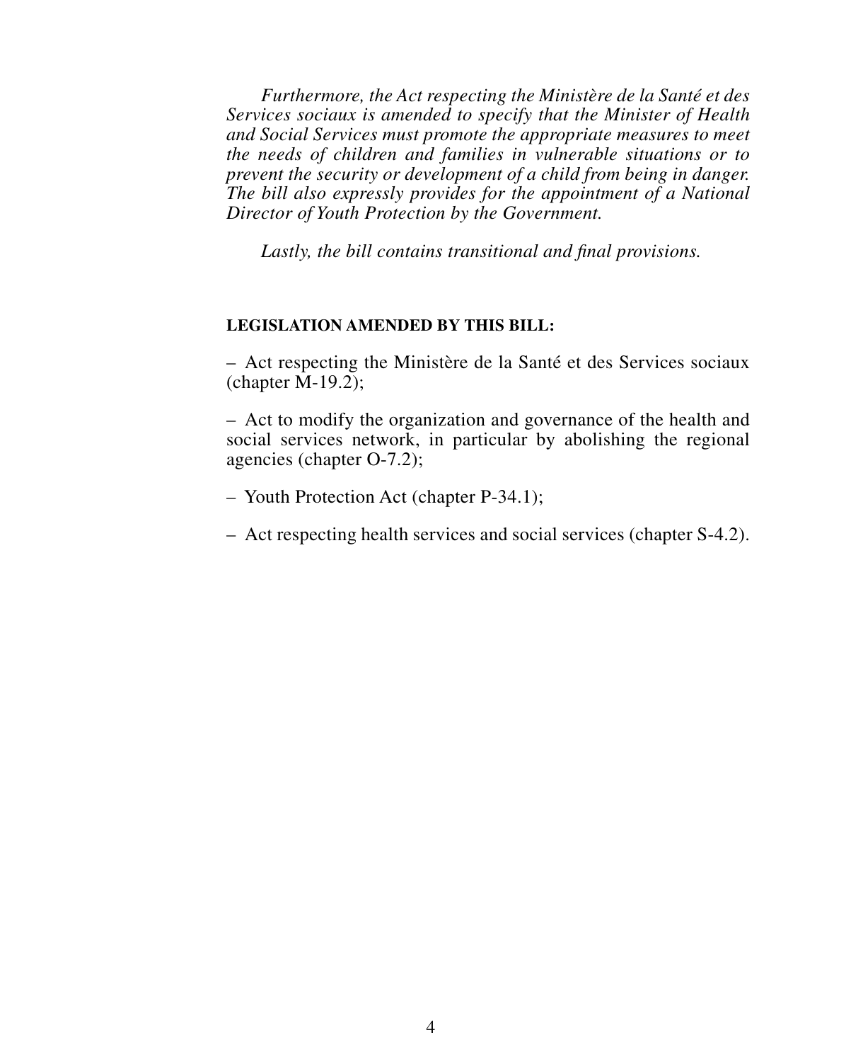*Furthermore, the Act respecting the Ministère de la Santé et des Services sociaux is amended to specify that the Minister of Health and Social Services must promote the appropriate measures to meet the needs of children and families in vulnerable situations or to prevent the security or development of a child from being in danger. The bill also expressly provides for the appointment of a National Director of Youth Protection by the Government.*

*Lastly, the bill contains transitional and final provisions.*

**LEGISLATION AMENDED BY THIS BILL:**

– Act respecting the Ministère de la Santé et des Services sociaux (chapter M-19.2);

– Act to modify the organization and governance of the health and social services network, in particular by abolishing the regional agencies (chapter O-7.2);

– Youth Protection Act (chapter P-34.1);

– Act respecting health services and social services (chapter S-4.2).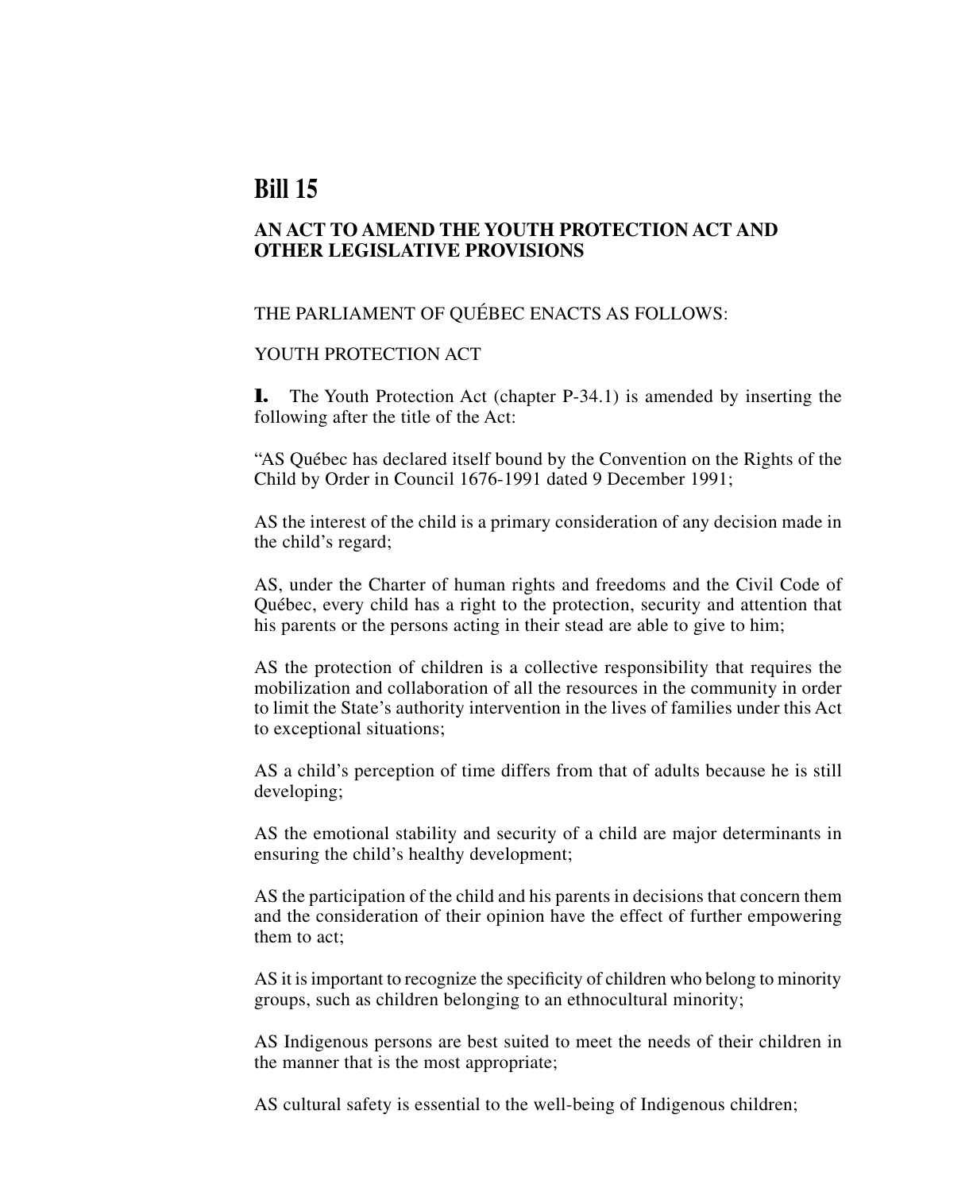# Bill 15

## AN ACT TO AMEND THE YOUTH PROTECTION ACT AND OTHER LEGISLATIVE PROVISIONS

THE PARLIAMENT OF QUÉBEC ENACTS AS FOLLOWS:

YOUTH PROTECTION ACT

**1.** The Youth Protection Act (chapter P-34.1) is amended by inserting the following after the title of the Act:

“AS Québec has declared itself bound by the Convention on the Rights of the Child by Order in Council 1676-1991 dated 9 December 1991;

AS the interest of the child is a primary consideration of any decision made in the child’s regard;

AS, under the Charter of human rights and freedoms and the Civil Code of Québec, every child has a right to the protection, security and attention that his parents or the persons acting in their stead are able to give to him;

AS the protection of children is a collective responsibility that requires the mobilization and collaboration of all the resources in the community in order to limit the State’s authority intervention in the lives of families under this Act to exceptional situations;

AS a child’s perception of time differs from that of adults because he is still developing;

AS the emotional stability and security of a child are major determinants in ensuring the child’s healthy development;

AS the participation of the child and his parents in decisions that concern them and the consideration of their opinion have the effect of further empowering them to act;

AS it is important to recognize the specificity of children who belong to minority groups, such as children belonging to an ethnocultural minority;

AS Indigenous persons are best suited to meet the needs of their children in the manner that is the most appropriate;

AS cultural safety is essential to the well-being of Indigenous children;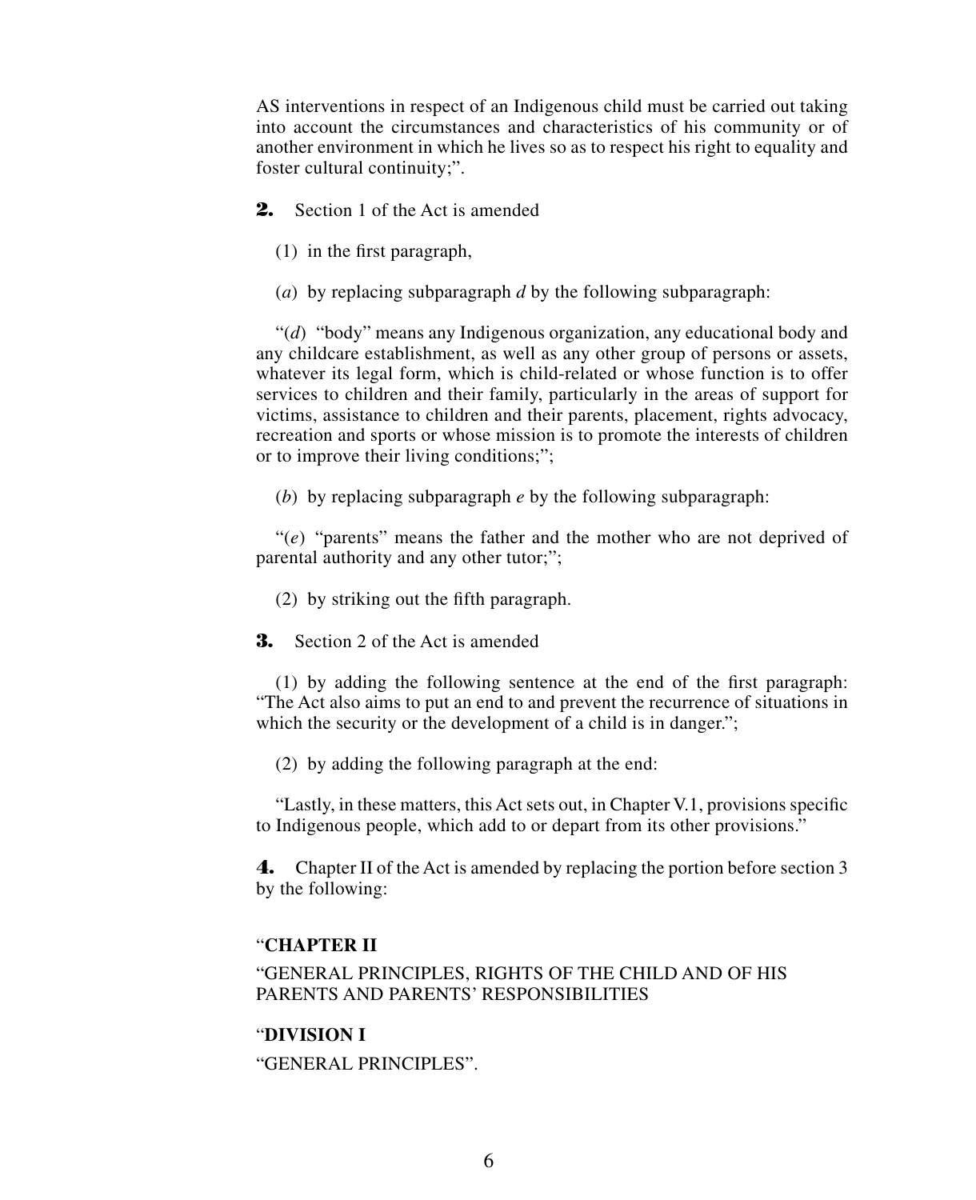AS interventions in respect of an Indigenous child must be carried out taking into account the circumstances and characteristics of his community or of another environment in which he lives so as to respect his right to equality and foster cultural continuity;".

**2.** Section 1 of the Act is amended

(1) in the first paragraph,

(*a*) by replacing subparagraph *d* by the following subparagraph:

"(*d*) "body" means any Indigenous organization, any educational body and any childcare establishment, as well as any other group of persons or assets, whatever its legal form, which is child-related or whose function is to offer services to children and their family, particularly in the areas of support for victims, assistance to children and their parents, placement, rights advocacy, recreation and sports or whose mission is to promote the interests of children or to improve their living conditions;";

(*b*) by replacing subparagraph *e* by the following subparagraph:

"(*e*) "parents" means the father and the mother who are not deprived of parental authority and any other tutor;";

(2) by striking out the fifth paragraph.

**3.** Section 2 of the Act is amended

(1) by adding the following sentence at the end of the first paragraph: "The Act also aims to put an end to and prevent the recurrence of situations in which the security or the development of a child is in danger.";

(2) by adding the following paragraph at the end:

"Lastly, in these matters, this Act sets out, in Chapter V.1, provisions specific to Indigenous people, which add to or depart from its other provisions."

**4.** Chapter II of the Act is amended by replacing the portion before section 3 by the following:

"**CHAPTER II**

"GENERAL PRINCIPLES, RIGHTS OF THE CHILD AND OF HIS PARENTS AND PARENTS' RESPONSIBILITIES

"**DIVISION I**

"GENERAL PRINCIPLES".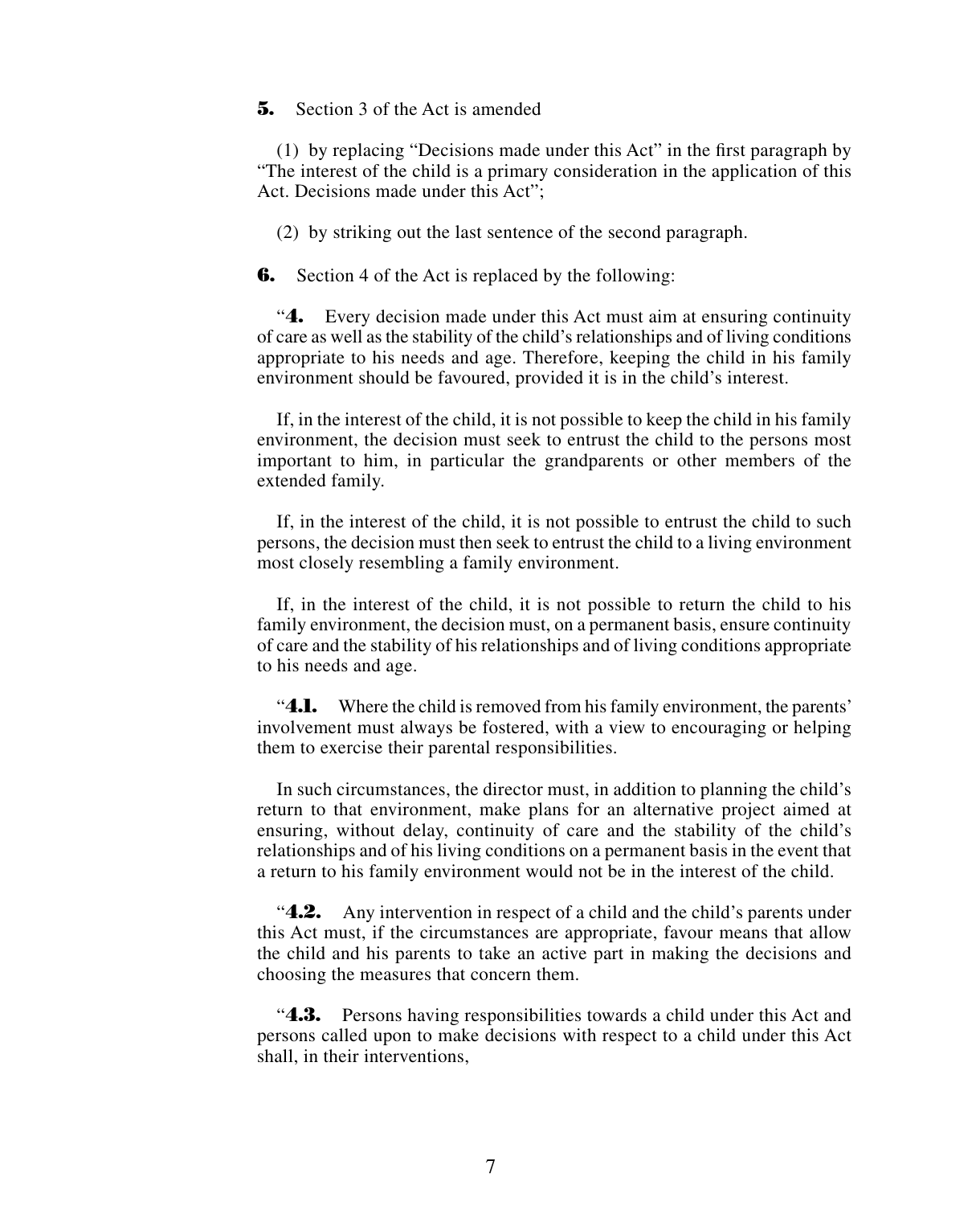**5.** Section 3 of the Act is amended

(1) by replacing "Decisions made under this Act" in the first paragraph by "The interest of the child is a primary consideration in the application of this Act. Decisions made under this Act";

(2) by striking out the last sentence of the second paragraph.

**6.** Section 4 of the Act is replaced by the following:

"**4.** Every decision made under this Act must aim at ensuring continuity of care as well as the stability of the child's relationships and of living conditions appropriate to his needs and age. Therefore, keeping the child in his family environment should be favoured, provided it is in the child's interest.

If, in the interest of the child, it is not possible to keep the child in his family environment, the decision must seek to entrust the child to the persons most important to him, in particular the grandparents or other members of the extended family.

If, in the interest of the child, it is not possible to entrust the child to such persons, the decision must then seek to entrust the child to a living environment most closely resembling a family environment.

If, in the interest of the child, it is not possible to return the child to his family environment, the decision must, on a permanent basis, ensure continuity of care and the stability of his relationships and of living conditions appropriate to his needs and age.

"**4.1.** Where the child is removed from his family environment, the parents' involvement must always be fostered, with a view to encouraging or helping them to exercise their parental responsibilities.

In such circumstances, the director must, in addition to planning the child's return to that environment, make plans for an alternative project aimed at ensuring, without delay, continuity of care and the stability of the child's relationships and of his living conditions on a permanent basis in the event that a return to his family environment would not be in the interest of the child.

"**4.2.** Any intervention in respect of a child and the child's parents under this Act must, if the circumstances are appropriate, favour means that allow the child and his parents to take an active part in making the decisions and choosing the measures that concern them.

"**4.3.** Persons having responsibilities towards a child under this Act and persons called upon to make decisions with respect to a child under this Act shall, in their interventions,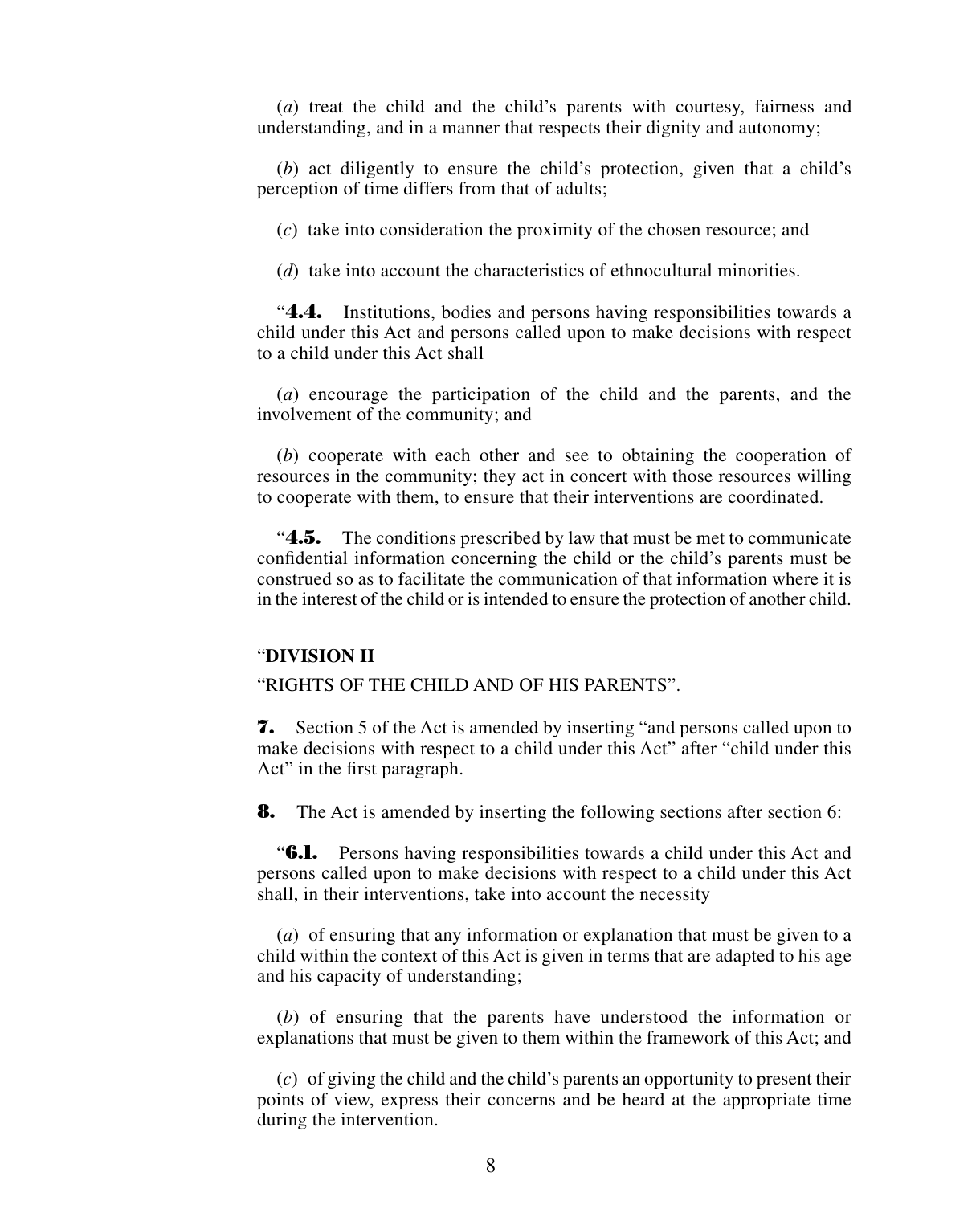(*a*) treat the child and the child's parents with courtesy, fairness and understanding, and in a manner that respects their dignity and autonomy;

(*b*) act diligently to ensure the child's protection, given that a child's perception of time differs from that of adults;

(*c*) take into consideration the proximity of the chosen resource; and

(*d*) take into account the characteristics of ethnocultural minorities.

"**4.4.** Institutions, bodies and persons having responsibilities towards a child under this Act and persons called upon to make decisions with respect to a child under this Act shall

(*a*) encourage the participation of the child and the parents, and the involvement of the community; and

(*b*) cooperate with each other and see to obtaining the cooperation of resources in the community; they act in concert with those resources willing to cooperate with them, to ensure that their interventions are coordinated.

"**4.5.** The conditions prescribed by law that must be met to communicate confidential information concerning the child or the child's parents must be construed so as to facilitate the communication of that information where it is in the interest of the child or is intended to ensure the protection of another child.

"**DIVISION II**

"RIGHTS OF THE CHILD AND OF HIS PARENTS".

**7.** Section 5 of the Act is amended by inserting "and persons called upon to make decisions with respect to a child under this Act" after "child under this Act" in the first paragraph.

**8.** The Act is amended by inserting the following sections after section 6:

"**6.1.** Persons having responsibilities towards a child under this Act and persons called upon to make decisions with respect to a child under this Act shall, in their interventions, take into account the necessity

(*a*) of ensuring that any information or explanation that must be given to a child within the context of this Act is given in terms that are adapted to his age and his capacity of understanding;

(*b*) of ensuring that the parents have understood the information or explanations that must be given to them within the framework of this Act; and

(*c*) of giving the child and the child's parents an opportunity to present their points of view, express their concerns and be heard at the appropriate time during the intervention.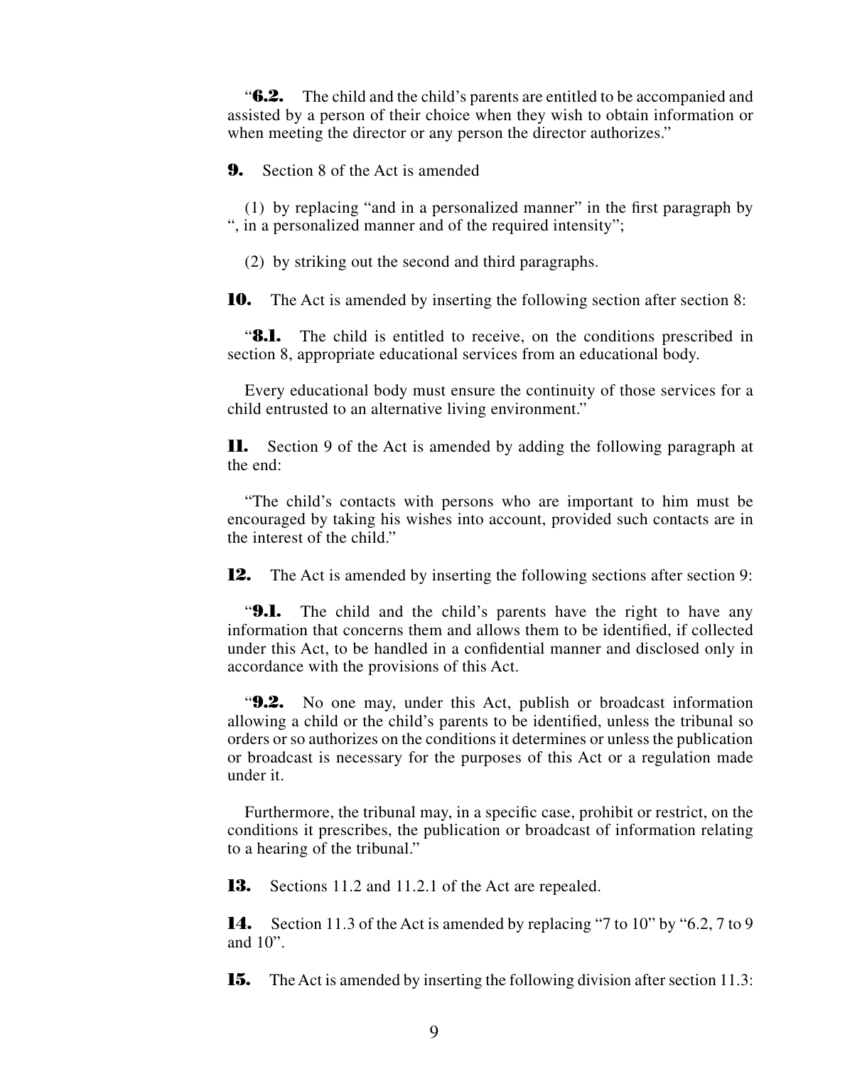"**6.2.** The child and the child's parents are entitled to be accompanied and assisted by a person of their choice when they wish to obtain information or when meeting the director or any person the director authorizes."

**9.** Section 8 of the Act is amended

(1) by replacing "and in a personalized manner" in the first paragraph by ", in a personalized manner and of the required intensity";

(2) by striking out the second and third paragraphs.

**10.** The Act is amended by inserting the following section after section 8:

"**8.1.** The child is entitled to receive, on the conditions prescribed in section 8, appropriate educational services from an educational body.

Every educational body must ensure the continuity of those services for a child entrusted to an alternative living environment."

**11.** Section 9 of the Act is amended by adding the following paragraph at the end:

"The child's contacts with persons who are important to him must be encouraged by taking his wishes into account, provided such contacts are in the interest of the child."

**12.** The Act is amended by inserting the following sections after section 9:

"**9.1.** The child and the child's parents have the right to have any information that concerns them and allows them to be identified, if collected under this Act, to be handled in a confidential manner and disclosed only in accordance with the provisions of this Act.

"**9.2.** No one may, under this Act, publish or broadcast information allowing a child or the child's parents to be identified, unless the tribunal so orders or so authorizes on the conditions it determines or unless the publication or broadcast is necessary for the purposes of this Act or a regulation made under it.

Furthermore, the tribunal may, in a specific case, prohibit or restrict, on the conditions it prescribes, the publication or broadcast of information relating to a hearing of the tribunal."

**13.** Sections 11.2 and 11.2.1 of the Act are repealed.

**14.** Section 11.3 of the Act is amended by replacing "7 to 10" by "6.2, 7 to 9 and 10".

**15.** The Act is amended by inserting the following division after section 11.3: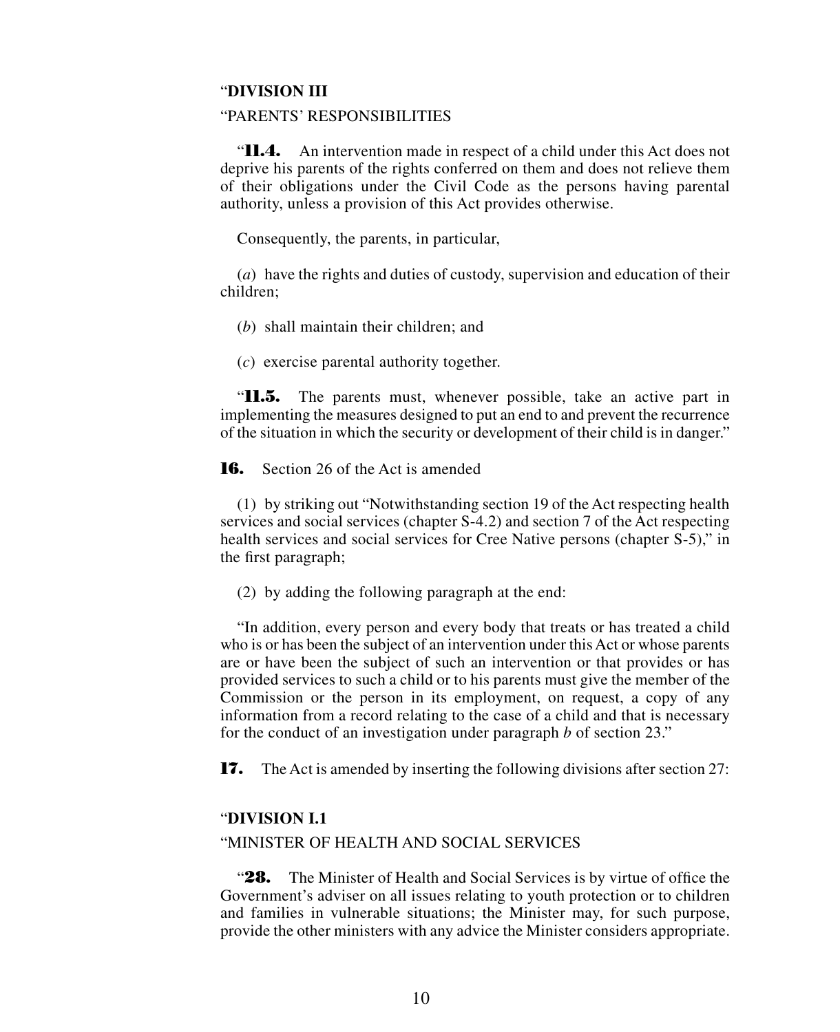"**DIVISION III**

"PARENTS' RESPONSIBILITIES

"**11.4.** An intervention made in respect of a child under this Act does not deprive his parents of the rights conferred on them and does not relieve them of their obligations under the Civil Code as the persons having parental authority, unless a provision of this Act provides otherwise.

Consequently, the parents, in particular,

(*a*) have the rights and duties of custody, supervision and education of their children;

(*b*) shall maintain their children; and

(*c*) exercise parental authority together.

"**11.5.** The parents must, whenever possible, take an active part in implementing the measures designed to put an end to and prevent the recurrence of the situation in which the security or development of their child is in danger."

**16.** Section 26 of the Act is amended

(1) by striking out "Notwithstanding section 19 of the Act respecting health services and social services (chapter S-4.2) and section 7 of the Act respecting health services and social services for Cree Native persons (chapter S-5)," in the first paragraph;

(2) by adding the following paragraph at the end:

"In addition, every person and every body that treats or has treated a child who is or has been the subject of an intervention under this Act or whose parents are or have been the subject of such an intervention or that provides or has provided services to such a child or to his parents must give the member of the Commission or the person in its employment, on request, a copy of any information from a record relating to the case of a child and that is necessary for the conduct of an investigation under paragraph *b* of section 23."

**17.** The Act is amended by inserting the following divisions after section 27:

"**DIVISION I.1**

"MINISTER OF HEALTH AND SOCIAL SERVICES

"**28.** The Minister of Health and Social Services is by virtue of office the Government's adviser on all issues relating to youth protection or to children and families in vulnerable situations; the Minister may, for such purpose, provide the other ministers with any advice the Minister considers appropriate.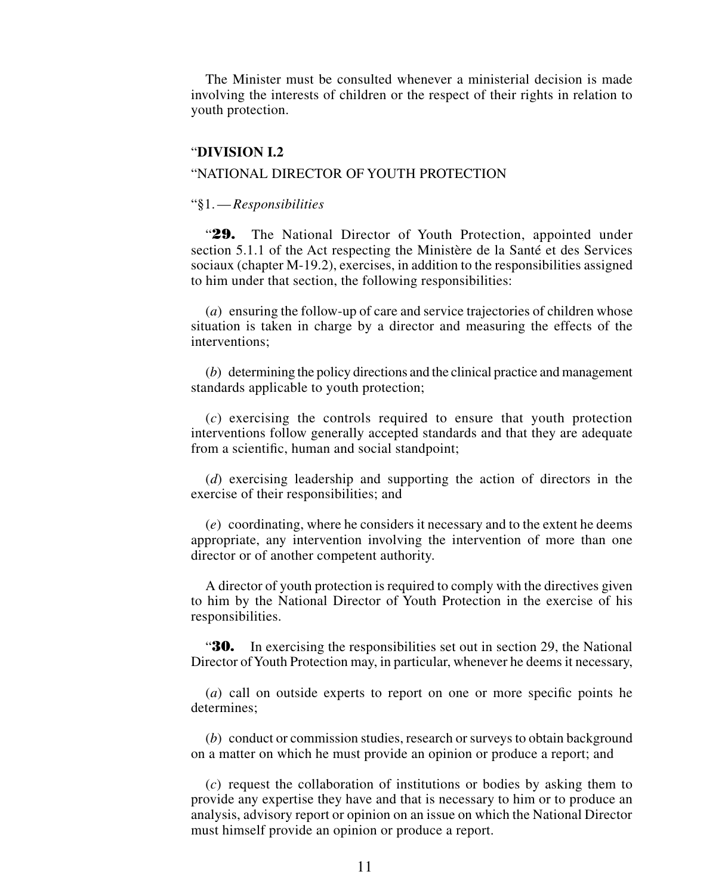The Minister must be consulted whenever a ministerial decision is made involving the interests of children or the respect of their rights in relation to youth protection.

“**DIVISION I.2**

“NATIONAL DIRECTOR OF YOUTH PROTECTION

“§1. — *Responsibilities*

“**29.** The National Director of Youth Protection, appointed under section 5.1.1 of the Act respecting the Ministère de la Santé et des Services sociaux (chapter M-19.2), exercises, in addition to the responsibilities assigned to him under that section, the following responsibilities:

(*a*) ensuring the follow-up of care and service trajectories of children whose situation is taken in charge by a director and measuring the effects of the interventions;

(*b*) determining the policy directions and the clinical practice and management standards applicable to youth protection;

(*c*) exercising the controls required to ensure that youth protection interventions follow generally accepted standards and that they are adequate from a scientific, human and social standpoint;

(*d*) exercising leadership and supporting the action of directors in the exercise of their responsibilities; and

(*e*) coordinating, where he considers it necessary and to the extent he deems appropriate, any intervention involving the intervention of more than one director or of another competent authority.

A director of youth protection is required to comply with the directives given to him by the National Director of Youth Protection in the exercise of his responsibilities.

“**30.** In exercising the responsibilities set out in section 29, the National Director of Youth Protection may, in particular, whenever he deems it necessary,

(*a*) call on outside experts to report on one or more specific points he determines;

(*b*) conduct or commission studies, research or surveys to obtain background on a matter on which he must provide an opinion or produce a report; and

(*c*) request the collaboration of institutions or bodies by asking them to provide any expertise they have and that is necessary to him or to produce an analysis, advisory report or opinion on an issue on which the National Director must himself provide an opinion or produce a report.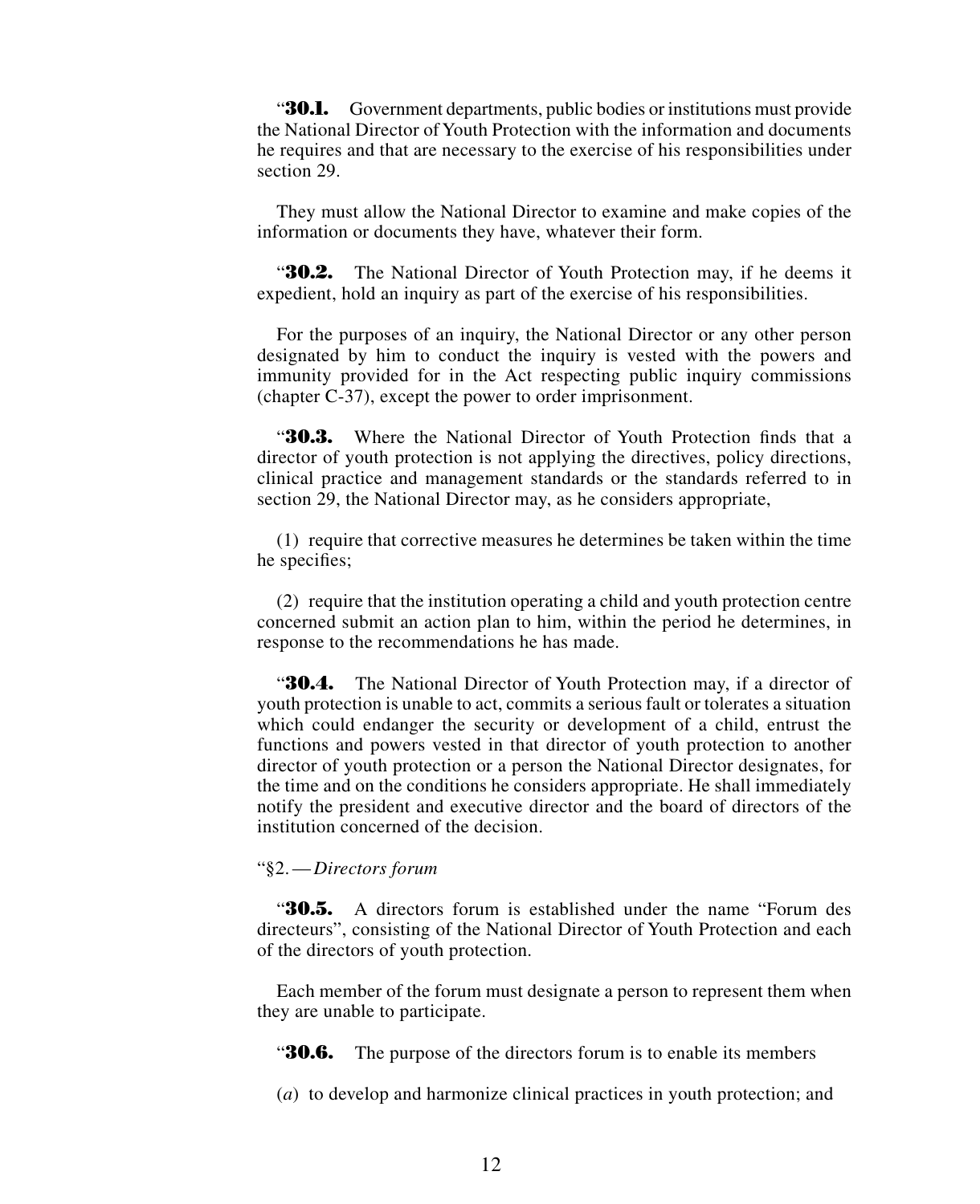"**30.1.** Government departments, public bodies or institutions must provide the National Director of Youth Protection with the information and documents he requires and that are necessary to the exercise of his responsibilities under section 29.

They must allow the National Director to examine and make copies of the information or documents they have, whatever their form.

"**30.2.** The National Director of Youth Protection may, if he deems it expedient, hold an inquiry as part of the exercise of his responsibilities.

For the purposes of an inquiry, the National Director or any other person designated by him to conduct the inquiry is vested with the powers and immunity provided for in the Act respecting public inquiry commissions (chapter C-37), except the power to order imprisonment.

"**30.3.** Where the National Director of Youth Protection finds that a director of youth protection is not applying the directives, policy directions, clinical practice and management standards or the standards referred to in section 29, the National Director may, as he considers appropriate,

(1) require that corrective measures he determines be taken within the time he specifies;

(2) require that the institution operating a child and youth protection centre concerned submit an action plan to him, within the period he determines, in response to the recommendations he has made.

"**30.4.** The National Director of Youth Protection may, if a director of youth protection is unable to act, commits a serious fault or tolerates a situation which could endanger the security or development of a child, entrust the functions and powers vested in that director of youth protection to another director of youth protection or a person the National Director designates, for the time and on the conditions he considers appropriate. He shall immediately notify the president and executive director and the board of directors of the institution concerned of the decision.

"§2. — *Directors forum*

"**30.5.** A directors forum is established under the name "Forum des directeurs", consisting of the National Director of Youth Protection and each of the directors of youth protection.

Each member of the forum must designate a person to represent them when they are unable to participate.

"**30.6.** The purpose of the directors forum is to enable its members

(*a*) to develop and harmonize clinical practices in youth protection; and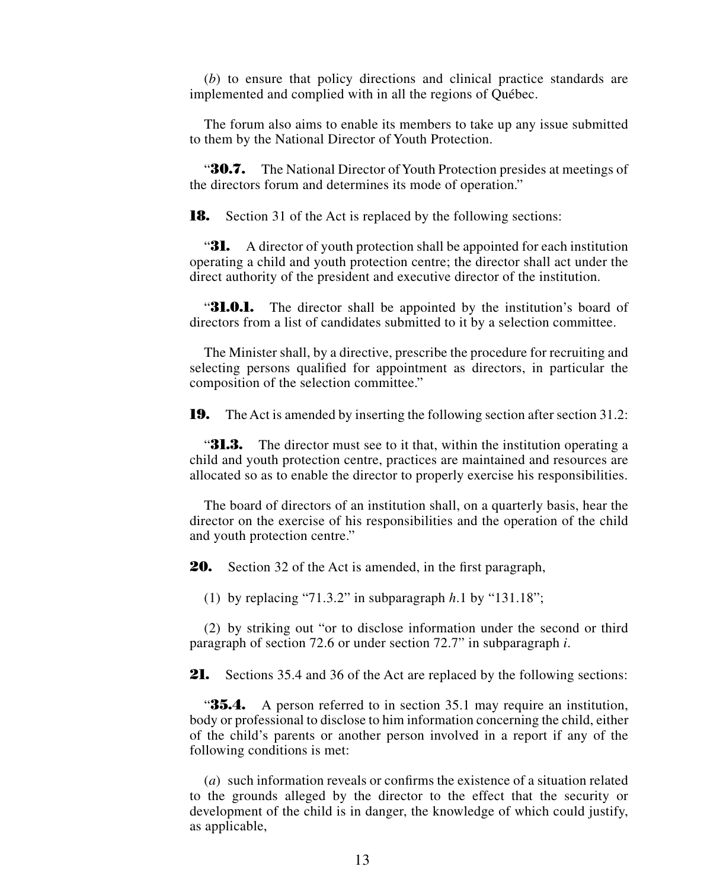(*b*) to ensure that policy directions and clinical practice standards are implemented and complied with in all the regions of Québec.

The forum also aims to enable its members to take up any issue submitted to them by the National Director of Youth Protection.

"**30.7.** The National Director of Youth Protection presides at meetings of the directors forum and determines its mode of operation."

**18.** Section 31 of the Act is replaced by the following sections:

"**31.** A director of youth protection shall be appointed for each institution operating a child and youth protection centre; the director shall act under the direct authority of the president and executive director of the institution.

"**31.0.1.** The director shall be appointed by the institution's board of directors from a list of candidates submitted to it by a selection committee.

The Minister shall, by a directive, prescribe the procedure for recruiting and selecting persons qualified for appointment as directors, in particular the composition of the selection committee."

**19.** The Act is amended by inserting the following section after section 31.2:

"**31.3.** The director must see to it that, within the institution operating a child and youth protection centre, practices are maintained and resources are allocated so as to enable the director to properly exercise his responsibilities.

The board of directors of an institution shall, on a quarterly basis, hear the director on the exercise of his responsibilities and the operation of the child and youth protection centre."

**20.** Section 32 of the Act is amended, in the first paragraph,

(1) by replacing "71.3.2" in subparagraph *h*.1 by "131.18";

(2) by striking out "or to disclose information under the second or third paragraph of section 72.6 or under section 72.7" in subparagraph *i*.

**21.** Sections 35.4 and 36 of the Act are replaced by the following sections:

"**35.4.** A person referred to in section 35.1 may require an institution, body or professional to disclose to him information concerning the child, either of the child's parents or another person involved in a report if any of the following conditions is met:

(*a*) such information reveals or confirms the existence of a situation related to the grounds alleged by the director to the effect that the security or development of the child is in danger, the knowledge of which could justify, as applicable,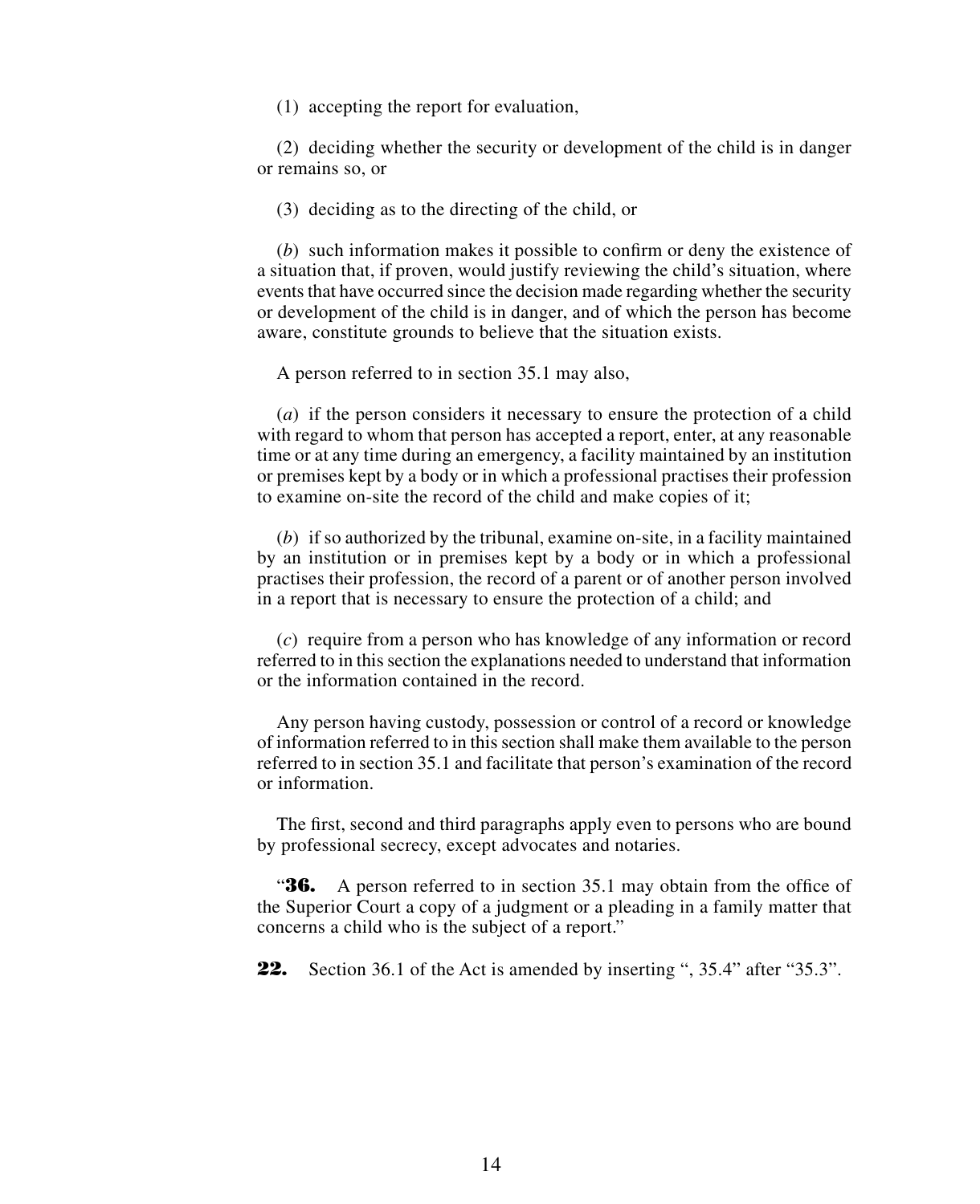(1) accepting the report for evaluation,

(2) deciding whether the security or development of the child is in danger or remains so, or

(3) deciding as to the directing of the child, or

(*b*) such information makes it possible to confirm or deny the existence of a situation that, if proven, would justify reviewing the child's situation, where events that have occurred since the decision made regarding whether the security or development of the child is in danger, and of which the person has become aware, constitute grounds to believe that the situation exists.

A person referred to in section 35.1 may also,

(*a*) if the person considers it necessary to ensure the protection of a child with regard to whom that person has accepted a report, enter, at any reasonable time or at any time during an emergency, a facility maintained by an institution or premises kept by a body or in which a professional practises their profession to examine on-site the record of the child and make copies of it;

(*b*) if so authorized by the tribunal, examine on-site, in a facility maintained by an institution or in premises kept by a body or in which a professional practises their profession, the record of a parent or of another person involved in a report that is necessary to ensure the protection of a child; and

(*c*) require from a person who has knowledge of any information or record referred to in this section the explanations needed to understand that information or the information contained in the record.

Any person having custody, possession or control of a record or knowledge of information referred to in this section shall make them available to the person referred to in section 35.1 and facilitate that person's examination of the record or information.

The first, second and third paragraphs apply even to persons who are bound by professional secrecy, except advocates and notaries.

"**36.** A person referred to in section 35.1 may obtain from the office of the Superior Court a copy of a judgment or a pleading in a family matter that concerns a child who is the subject of a report."

**22.** Section 36.1 of the Act is amended by inserting ", 35.4" after "35.3".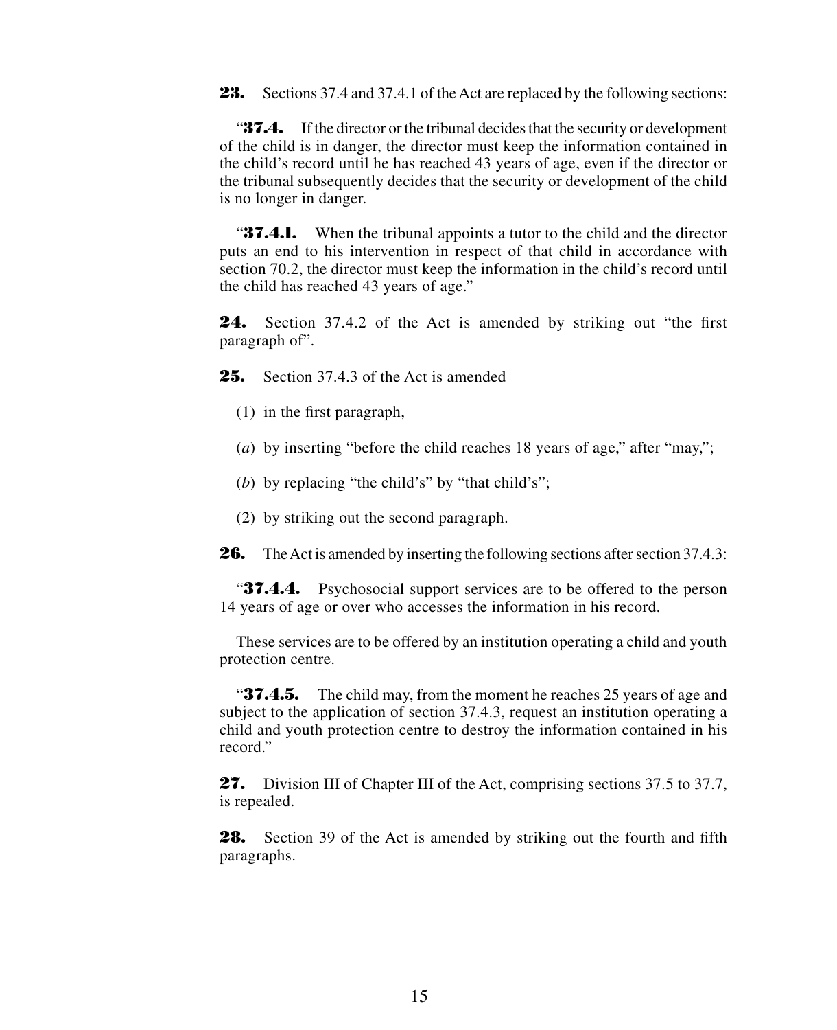**23.** Sections 37.4 and 37.4.1 of the Act are replaced by the following sections:

"**37.4.** If the director or the tribunal decides that the security or development of the child is in danger, the director must keep the information contained in the child's record until he has reached 43 years of age, even if the director or the tribunal subsequently decides that the security or development of the child is no longer in danger.

"**37.4.1.** When the tribunal appoints a tutor to the child and the director puts an end to his intervention in respect of that child in accordance with section 70.2, the director must keep the information in the child's record until the child has reached 43 years of age."

**24.** Section 37.4.2 of the Act is amended by striking out "the first paragraph of".

**25.** Section 37.4.3 of the Act is amended

(1) in the first paragraph,

(*a*) by inserting "before the child reaches 18 years of age," after "may,";

(*b*) by replacing "the child's" by "that child's";

(2) by striking out the second paragraph.

**26.** The Act is amended by inserting the following sections after section 37.4.3:

"**37.4.4.** Psychosocial support services are to be offered to the person 14 years of age or over who accesses the information in his record.

These services are to be offered by an institution operating a child and youth protection centre.

"**37.4.5.** The child may, from the moment he reaches 25 years of age and subject to the application of section 37.4.3, request an institution operating a child and youth protection centre to destroy the information contained in his record."

**27.** Division III of Chapter III of the Act, comprising sections 37.5 to 37.7, is repealed.

**28.** Section 39 of the Act is amended by striking out the fourth and fifth paragraphs.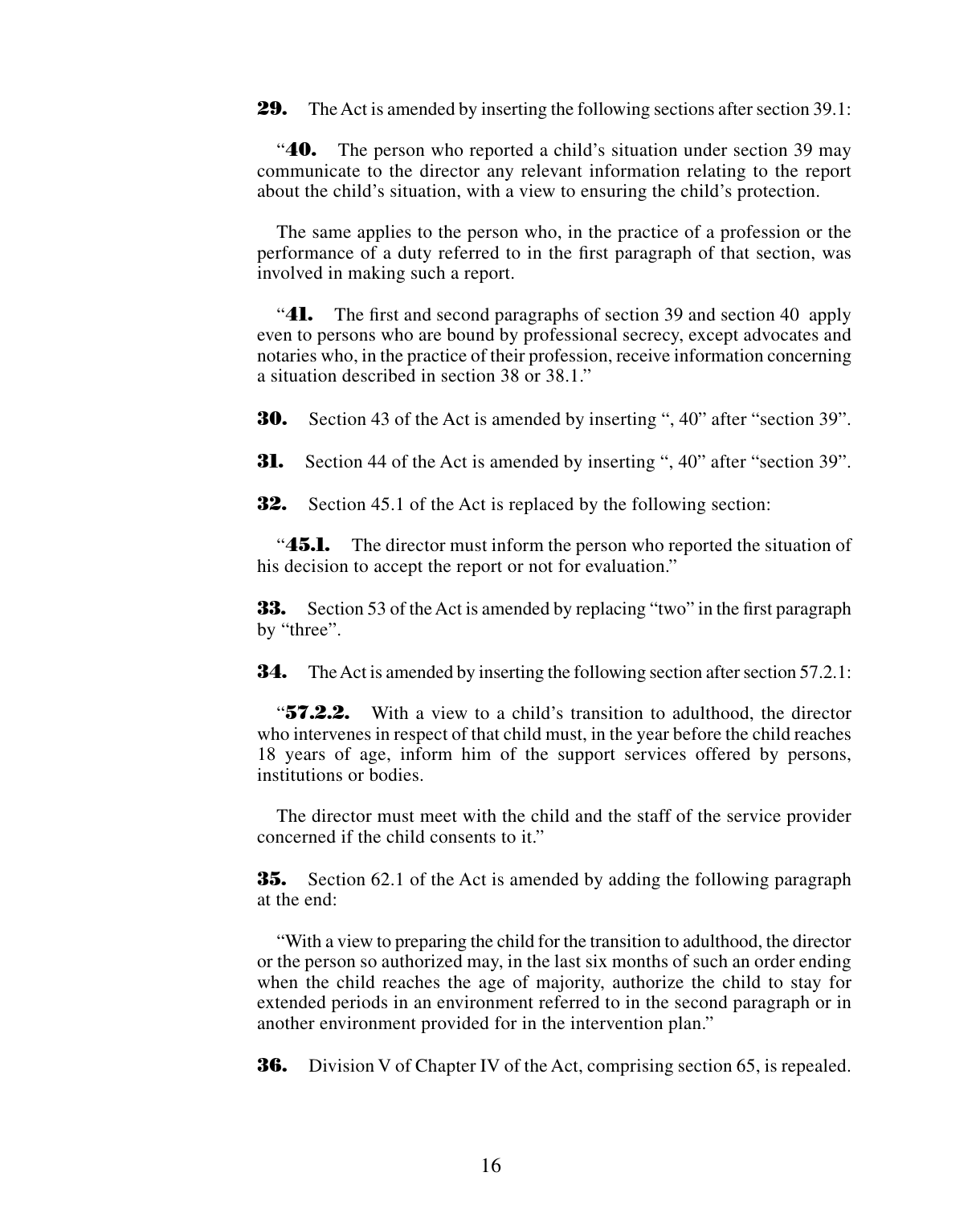**29.** The Act is amended by inserting the following sections after section 39.1:

"**40.** The person who reported a child's situation under section 39 may communicate to the director any relevant information relating to the report about the child's situation, with a view to ensuring the child's protection.

The same applies to the person who, in the practice of a profession or the performance of a duty referred to in the first paragraph of that section, was involved in making such a report.

"**41.** The first and second paragraphs of section 39 and section 40 apply even to persons who are bound by professional secrecy, except advocates and notaries who, in the practice of their profession, receive information concerning a situation described in section 38 or 38.1."

**30.** Section 43 of the Act is amended by inserting ", 40" after "section 39".

**31.** Section 44 of the Act is amended by inserting ", 40" after "section 39".

**32.** Section 45.1 of the Act is replaced by the following section:

"**45.1.** The director must inform the person who reported the situation of his decision to accept the report or not for evaluation."

**33.** Section 53 of the Act is amended by replacing "two" in the first paragraph by "three".

**34.** The Act is amended by inserting the following section after section 57.2.1:

"**57.2.2.** With a view to a child's transition to adulthood, the director who intervenes in respect of that child must, in the year before the child reaches 18 years of age, inform him of the support services offered by persons, institutions or bodies.

The director must meet with the child and the staff of the service provider concerned if the child consents to it."

**35.** Section 62.1 of the Act is amended by adding the following paragraph at the end:

"With a view to preparing the child for the transition to adulthood, the director or the person so authorized may, in the last six months of such an order ending when the child reaches the age of majority, authorize the child to stay for extended periods in an environment referred to in the second paragraph or in another environment provided for in the intervention plan."

**36.** Division V of Chapter IV of the Act, comprising section 65, is repealed.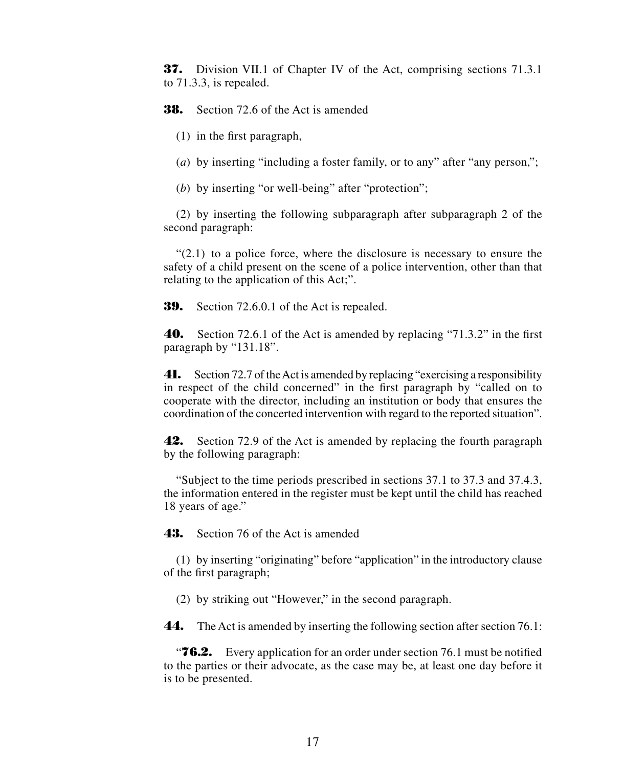**37.** Division VII.1 of Chapter IV of the Act, comprising sections 71.3.1 to 71.3.3, is repealed.

**38.** Section 72.6 of the Act is amended

(1) in the first paragraph,

(*a*) by inserting "including a foster family, or to any" after "any person,";

(*b*) by inserting "or well-being" after "protection";

(2) by inserting the following subparagraph after subparagraph 2 of the second paragraph:

"(2.1) to a police force, where the disclosure is necessary to ensure the safety of a child present on the scene of a police intervention, other than that relating to the application of this Act;".

**39.** Section 72.6.0.1 of the Act is repealed.

**40.** Section 72.6.1 of the Act is amended by replacing "71.3.2" in the first paragraph by "131.18".

**41.** Section 72.7 of the Act is amended by replacing "exercising a responsibility in respect of the child concerned" in the first paragraph by "called on to cooperate with the director, including an institution or body that ensures the coordination of the concerted intervention with regard to the reported situation".

**42.** Section 72.9 of the Act is amended by replacing the fourth paragraph by the following paragraph:

"Subject to the time periods prescribed in sections 37.1 to 37.3 and 37.4.3, the information entered in the register must be kept until the child has reached 18 years of age."

**43.** Section 76 of the Act is amended

(1) by inserting "originating" before "application" in the introductory clause of the first paragraph;

(2) by striking out "However," in the second paragraph.

**44.** The Act is amended by inserting the following section after section 76.1:

"**76.2.** Every application for an order under section 76.1 must be notified to the parties or their advocate, as the case may be, at least one day before it is to be presented.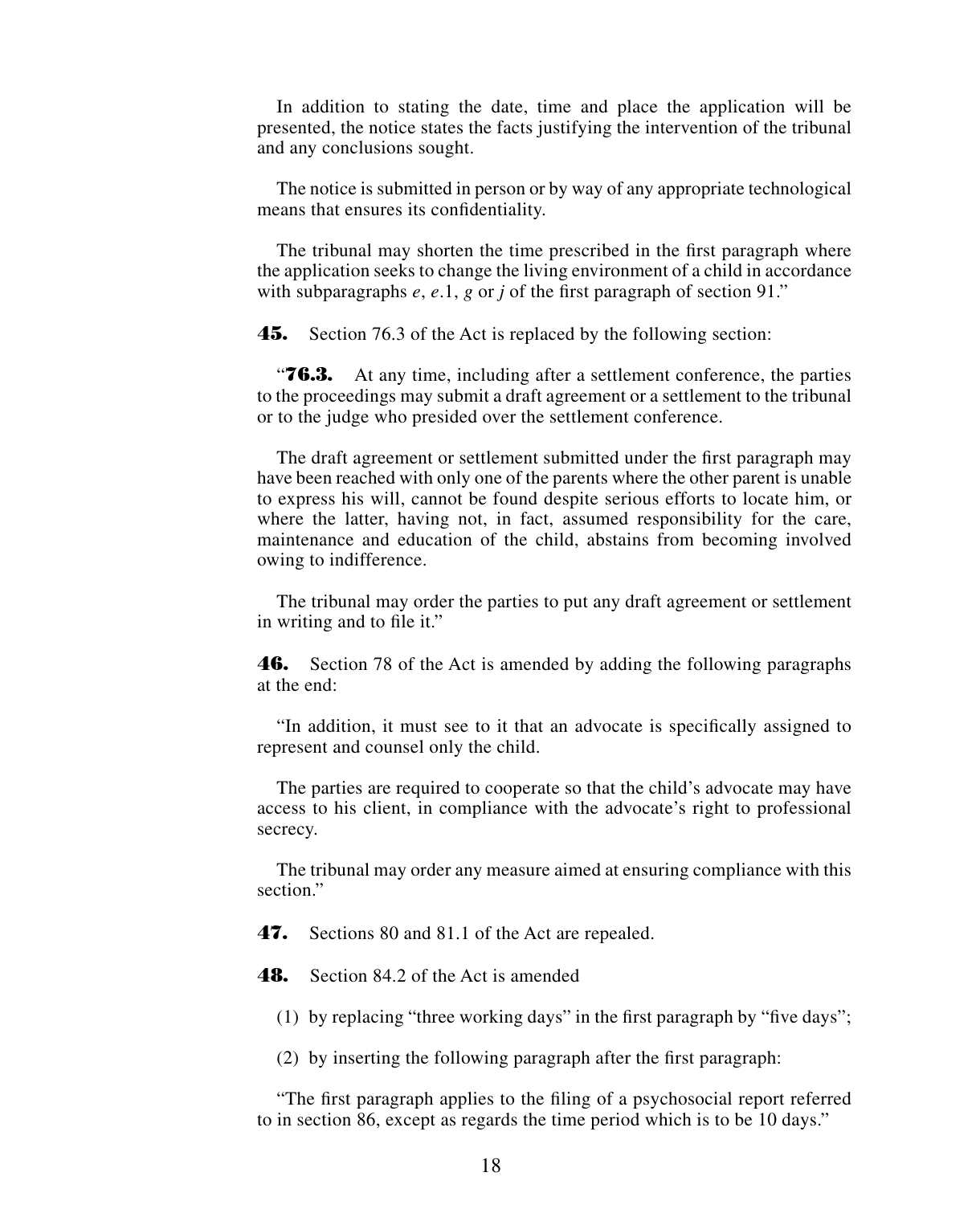In addition to stating the date, time and place the application will be presented, the notice states the facts justifying the intervention of the tribunal and any conclusions sought.

The notice is submitted in person or by way of any appropriate technological means that ensures its confidentiality.

The tribunal may shorten the time prescribed in the first paragraph where the application seeks to change the living environment of a child in accordance with subparagraphs *e*, *e*.1, *g* or *j* of the first paragraph of section 91."

**45.** Section 76.3 of the Act is replaced by the following section:

"**76.3.** At any time, including after a settlement conference, the parties to the proceedings may submit a draft agreement or a settlement to the tribunal or to the judge who presided over the settlement conference.

The draft agreement or settlement submitted under the first paragraph may have been reached with only one of the parents where the other parent is unable to express his will, cannot be found despite serious efforts to locate him, or where the latter, having not, in fact, assumed responsibility for the care, maintenance and education of the child, abstains from becoming involved owing to indifference.

The tribunal may order the parties to put any draft agreement or settlement in writing and to file it."

**46.** Section 78 of the Act is amended by adding the following paragraphs at the end:

"In addition, it must see to it that an advocate is specifically assigned to represent and counsel only the child.

The parties are required to cooperate so that the child's advocate may have access to his client, in compliance with the advocate's right to professional secrecy.

The tribunal may order any measure aimed at ensuring compliance with this section."

**47.** Sections 80 and 81.1 of the Act are repealed.

**48.** Section 84.2 of the Act is amended

(1) by replacing "three working days" in the first paragraph by "five days";

(2) by inserting the following paragraph after the first paragraph:

"The first paragraph applies to the filing of a psychosocial report referred to in section 86, except as regards the time period which is to be 10 days."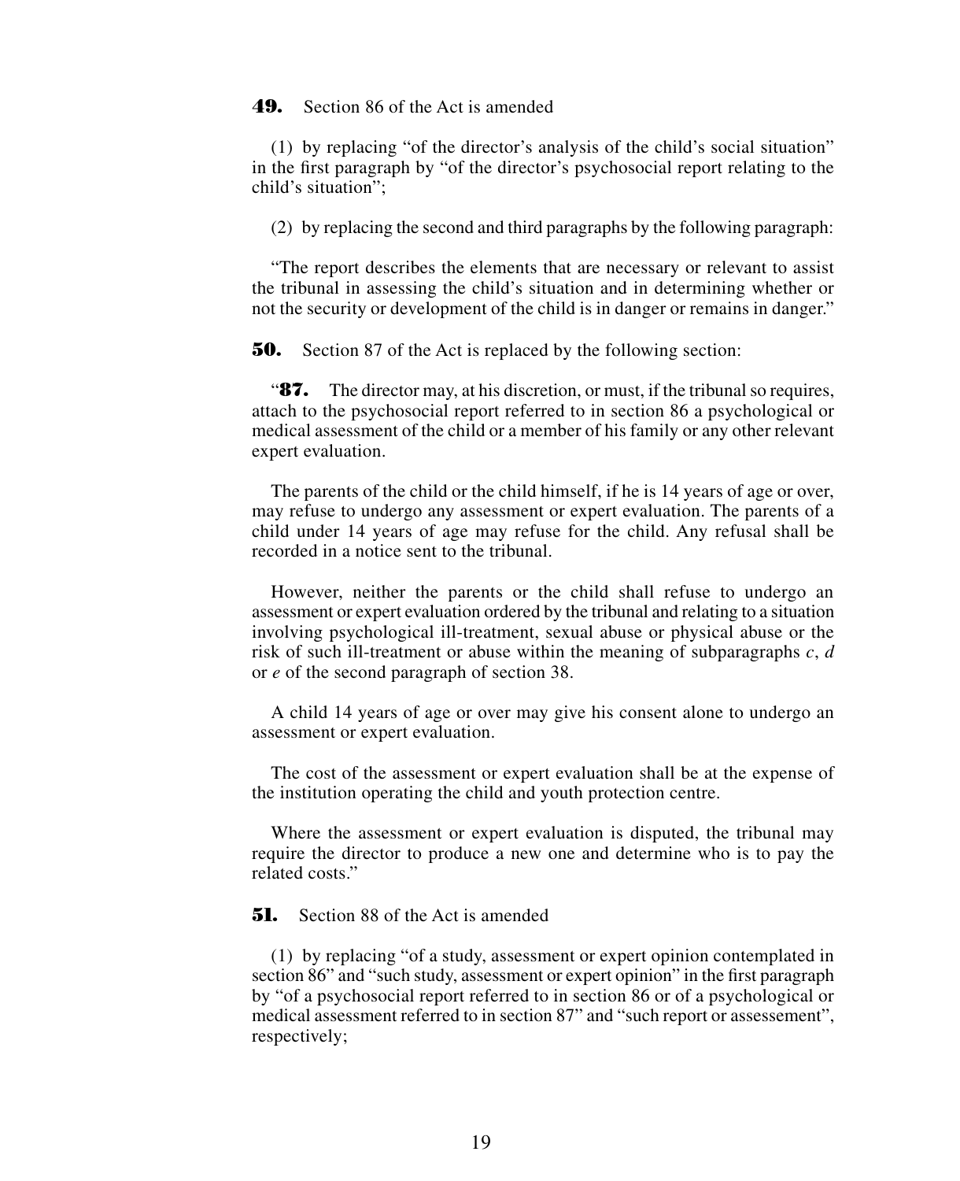**49.** Section 86 of the Act is amended

(1) by replacing "of the director's analysis of the child's social situation" in the first paragraph by "of the director's psychosocial report relating to the child's situation";

(2) by replacing the second and third paragraphs by the following paragraph:

"The report describes the elements that are necessary or relevant to assist the tribunal in assessing the child's situation and in determining whether or not the security or development of the child is in danger or remains in danger."

**50.** Section 87 of the Act is replaced by the following section:

"**87.** The director may, at his discretion, or must, if the tribunal so requires, attach to the psychosocial report referred to in section 86 a psychological or medical assessment of the child or a member of his family or any other relevant expert evaluation.

The parents of the child or the child himself, if he is 14 years of age or over, may refuse to undergo any assessment or expert evaluation. The parents of a child under 14 years of age may refuse for the child. Any refusal shall be recorded in a notice sent to the tribunal.

However, neither the parents or the child shall refuse to undergo an assessment or expert evaluation ordered by the tribunal and relating to a situation involving psychological ill-treatment, sexual abuse or physical abuse or the risk of such ill-treatment or abuse within the meaning of subparagraphs *c*, *d* or *e* of the second paragraph of section 38.

A child 14 years of age or over may give his consent alone to undergo an assessment or expert evaluation.

The cost of the assessment or expert evaluation shall be at the expense of the institution operating the child and youth protection centre.

Where the assessment or expert evaluation is disputed, the tribunal may require the director to produce a new one and determine who is to pay the related costs."

**51.** Section 88 of the Act is amended

(1) by replacing "of a study, assessment or expert opinion contemplated in section 86" and "such study, assessment or expert opinion" in the first paragraph by "of a psychosocial report referred to in section 86 or of a psychological or medical assessment referred to in section 87" and "such report or assessement", respectively;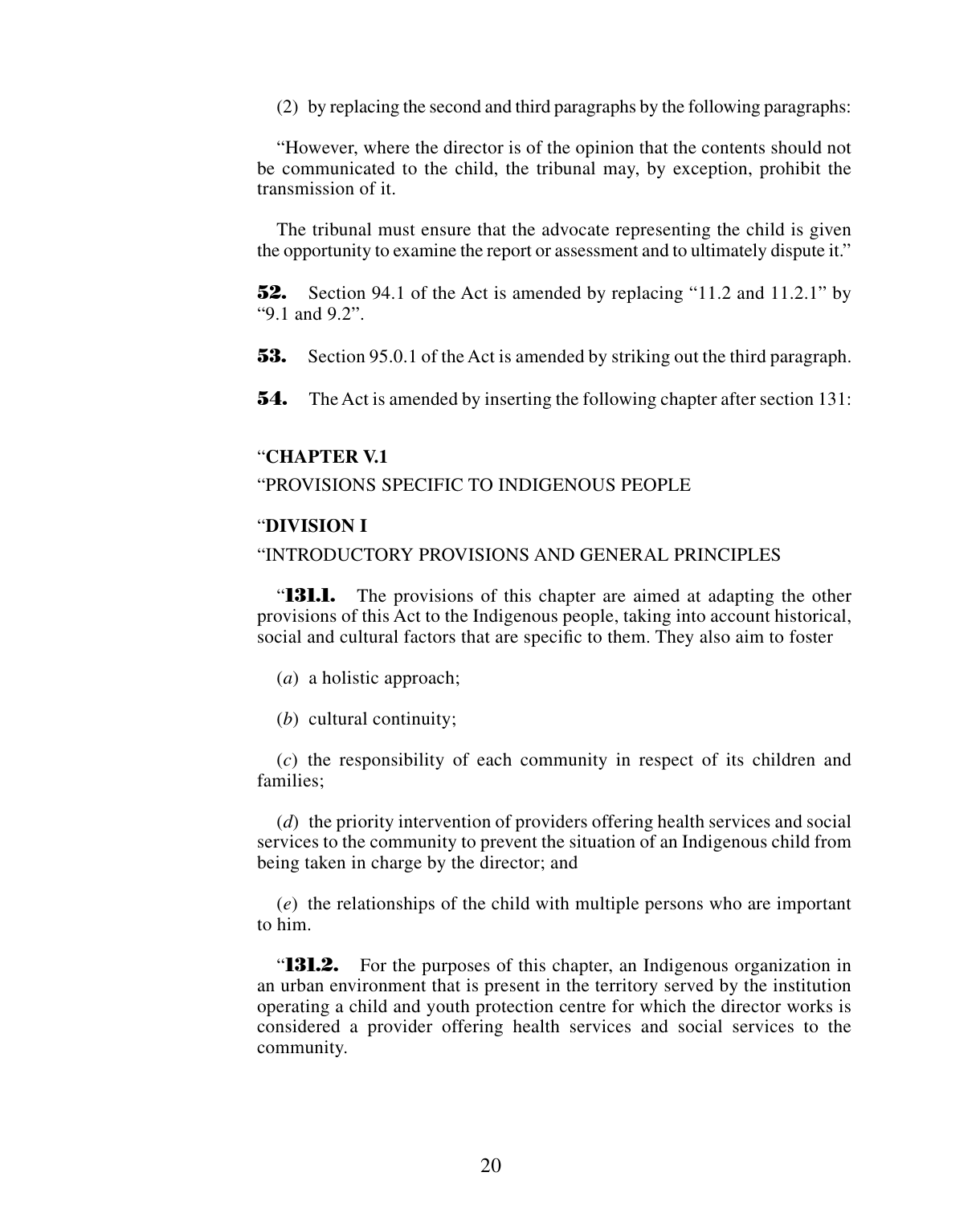(2) by replacing the second and third paragraphs by the following paragraphs:

"However, where the director is of the opinion that the contents should not be communicated to the child, the tribunal may, by exception, prohibit the transmission of it.

The tribunal must ensure that the advocate representing the child is given the opportunity to examine the report or assessment and to ultimately dispute it."

**52.** Section 94.1 of the Act is amended by replacing "11.2 and 11.2.1" by "9.1 and 9.2".

**53.** Section 95.0.1 of the Act is amended by striking out the third paragraph.

**54.** The Act is amended by inserting the following chapter after section 131:

"**CHAPTER V.1**

"PROVISIONS SPECIFIC TO INDIGENOUS PEOPLE

"**DIVISION I**

"INTRODUCTORY PROVISIONS AND GENERAL PRINCIPLES

"**131.1.** The provisions of this chapter are aimed at adapting the other provisions of this Act to the Indigenous people, taking into account historical, social and cultural factors that are specific to them. They also aim to foster

(*a*) a holistic approach;

(*b*) cultural continuity;

(*c*) the responsibility of each community in respect of its children and families;

(*d*) the priority intervention of providers offering health services and social services to the community to prevent the situation of an Indigenous child from being taken in charge by the director; and

(*e*) the relationships of the child with multiple persons who are important to him.

"**131.2.** For the purposes of this chapter, an Indigenous organization in an urban environment that is present in the territory served by the institution operating a child and youth protection centre for which the director works is considered a provider offering health services and social services to the community.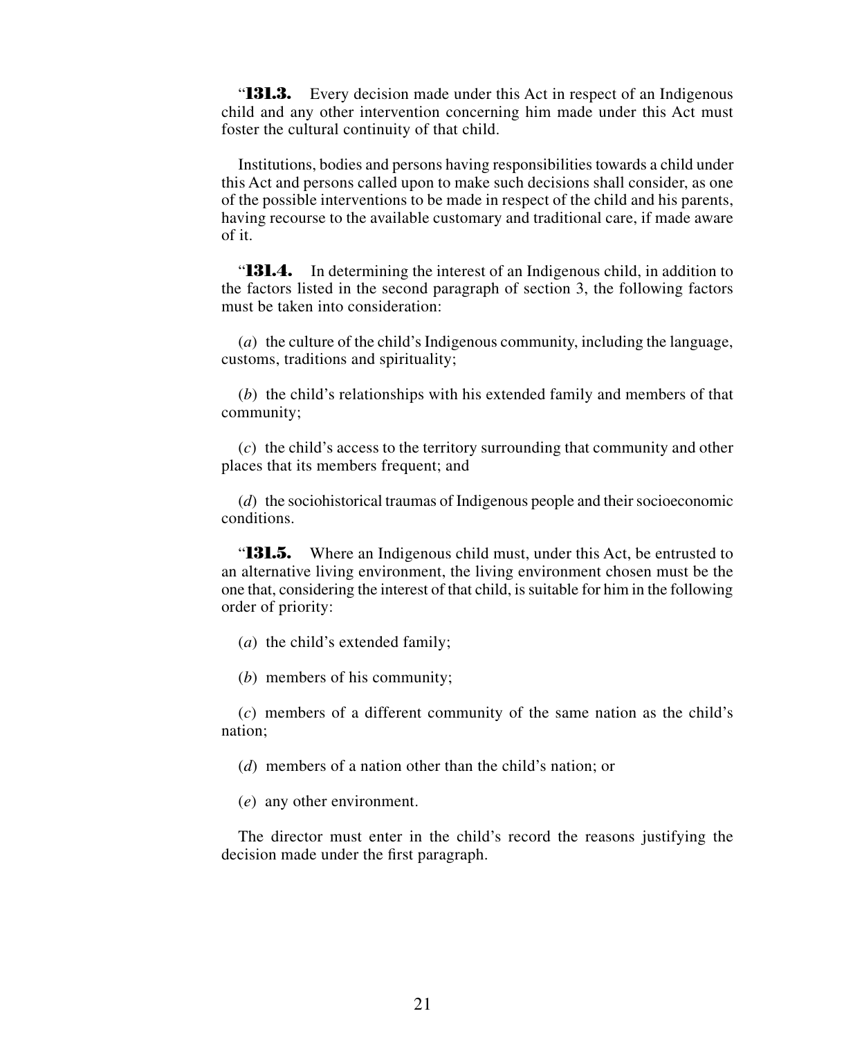"**131.3.** Every decision made under this Act in respect of an Indigenous child and any other intervention concerning him made under this Act must foster the cultural continuity of that child.

Institutions, bodies and persons having responsibilities towards a child under this Act and persons called upon to make such decisions shall consider, as one of the possible interventions to be made in respect of the child and his parents, having recourse to the available customary and traditional care, if made aware of it.

"**131.4.** In determining the interest of an Indigenous child, in addition to the factors listed in the second paragraph of section 3, the following factors must be taken into consideration:

(*a*) the culture of the child's Indigenous community, including the language, customs, traditions and spirituality;

(*b*) the child's relationships with his extended family and members of that community;

(*c*) the child's access to the territory surrounding that community and other places that its members frequent; and

(*d*) the sociohistorical traumas of Indigenous people and their socioeconomic conditions.

"**131.5.** Where an Indigenous child must, under this Act, be entrusted to an alternative living environment, the living environment chosen must be the one that, considering the interest of that child, is suitable for him in the following order of priority:

(*a*) the child's extended family;

(*b*) members of his community;

(*c*) members of a different community of the same nation as the child's nation;

(*d*) members of a nation other than the child's nation; or

(*e*) any other environment.

The director must enter in the child's record the reasons justifying the decision made under the first paragraph.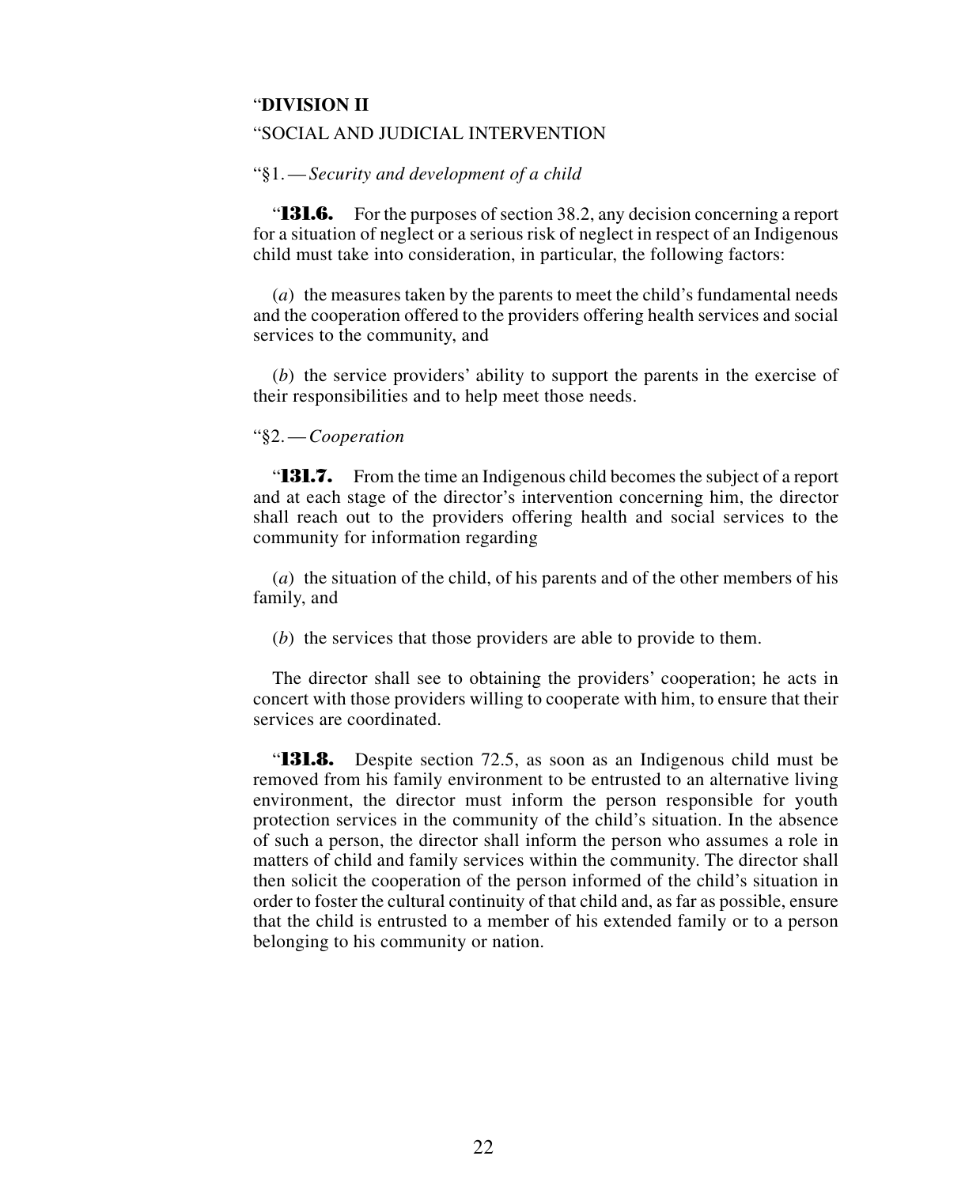"**DIVISION II**

"SOCIAL AND JUDICIAL INTERVENTION

"§1. — *Security and development of a child*

"**131.6.** For the purposes of section 38.2, any decision concerning a report for a situation of neglect or a serious risk of neglect in respect of an Indigenous child must take into consideration, in particular, the following factors:

(*a*) the measures taken by the parents to meet the child's fundamental needs and the cooperation offered to the providers offering health services and social services to the community, and

(*b*) the service providers' ability to support the parents in the exercise of their responsibilities and to help meet those needs.

"§2. — *Cooperation*

"**131.7.** From the time an Indigenous child becomes the subject of a report and at each stage of the director's intervention concerning him, the director shall reach out to the providers offering health and social services to the community for information regarding

(*a*) the situation of the child, of his parents and of the other members of his family, and

(*b*) the services that those providers are able to provide to them.

The director shall see to obtaining the providers' cooperation; he acts in concert with those providers willing to cooperate with him, to ensure that their services are coordinated.

"**131.8.** Despite section 72.5, as soon as an Indigenous child must be removed from his family environment to be entrusted to an alternative living environment, the director must inform the person responsible for youth protection services in the community of the child's situation. In the absence of such a person, the director shall inform the person who assumes a role in matters of child and family services within the community. The director shall then solicit the cooperation of the person informed of the child's situation in order to foster the cultural continuity of that child and, as far as possible, ensure that the child is entrusted to a member of his extended family or to a person belonging to his community or nation.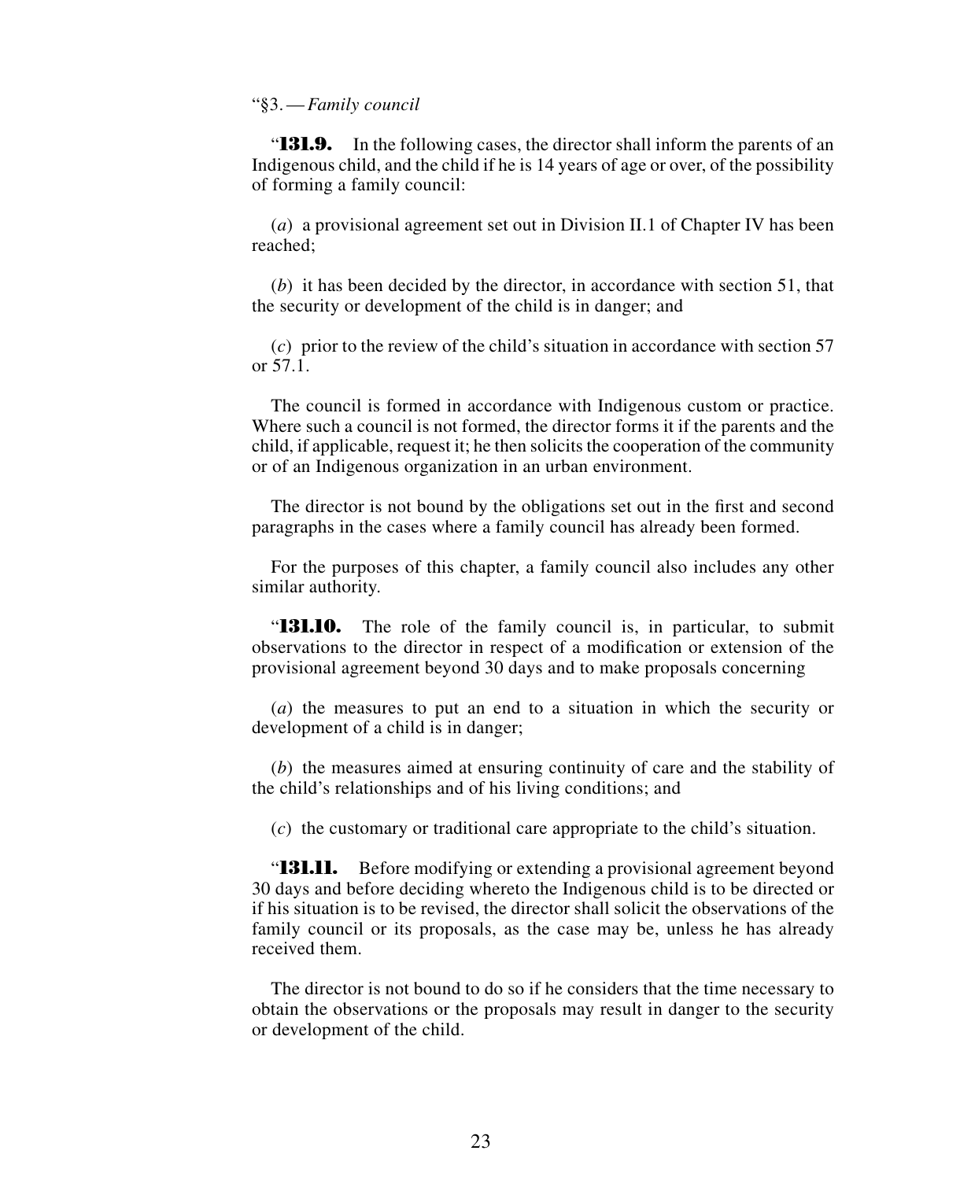"§3. — *Family council*

"**131.9.** In the following cases, the director shall inform the parents of an Indigenous child, and the child if he is 14 years of age or over, of the possibility of forming a family council:

(*a*) a provisional agreement set out in Division II.1 of Chapter IV has been reached;

(*b*) it has been decided by the director, in accordance with section 51, that the security or development of the child is in danger; and

(*c*) prior to the review of the child's situation in accordance with section 57 or 57.1.

The council is formed in accordance with Indigenous custom or practice. Where such a council is not formed, the director forms it if the parents and the child, if applicable, request it; he then solicits the cooperation of the community or of an Indigenous organization in an urban environment.

The director is not bound by the obligations set out in the first and second paragraphs in the cases where a family council has already been formed.

For the purposes of this chapter, a family council also includes any other similar authority.

"**131.10.** The role of the family council is, in particular, to submit observations to the director in respect of a modification or extension of the provisional agreement beyond 30 days and to make proposals concerning

(*a*) the measures to put an end to a situation in which the security or development of a child is in danger;

(*b*) the measures aimed at ensuring continuity of care and the stability of the child's relationships and of his living conditions; and

(*c*) the customary or traditional care appropriate to the child's situation.

"**131.11.** Before modifying or extending a provisional agreement beyond 30 days and before deciding whereto the Indigenous child is to be directed or if his situation is to be revised, the director shall solicit the observations of the family council or its proposals, as the case may be, unless he has already received them.

The director is not bound to do so if he considers that the time necessary to obtain the observations or the proposals may result in danger to the security or development of the child.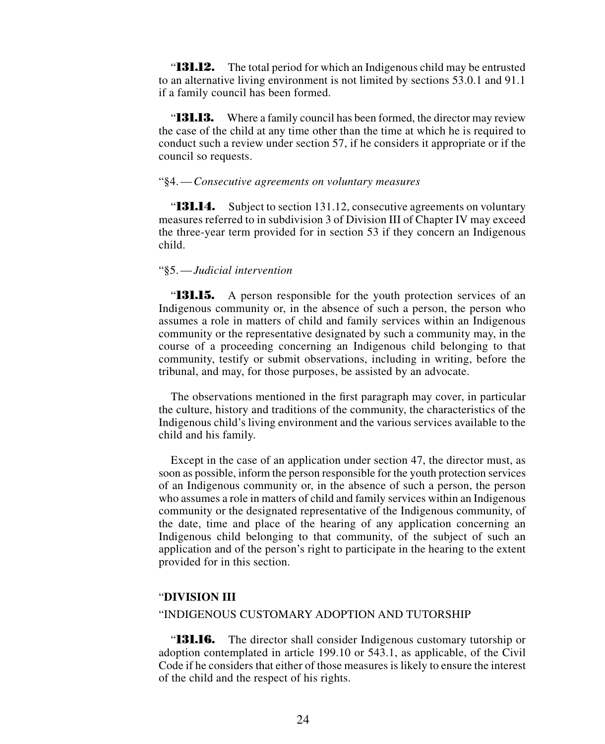"**131.12.** The total period for which an Indigenous child may be entrusted to an alternative living environment is not limited by sections 53.0.1 and 91.1 if a family council has been formed.

"**131.13.** Where a family council has been formed, the director may review the case of the child at any time other than the time at which he is required to conduct such a review under section 57, if he considers it appropriate or if the council so requests.

"§4. — *Consecutive agreements on voluntary measures*

"**131.14.** Subject to section 131.12, consecutive agreements on voluntary measures referred to in subdivision 3 of Division III of Chapter IV may exceed the three-year term provided for in section 53 if they concern an Indigenous child.

"§5. — *Judicial intervention*

"**131.15.** A person responsible for the youth protection services of an Indigenous community or, in the absence of such a person, the person who assumes a role in matters of child and family services within an Indigenous community or the representative designated by such a community may, in the course of a proceeding concerning an Indigenous child belonging to that community, testify or submit observations, including in writing, before the tribunal, and may, for those purposes, be assisted by an advocate.

The observations mentioned in the first paragraph may cover, in particular the culture, history and traditions of the community, the characteristics of the Indigenous child's living environment and the various services available to the child and his family.

Except in the case of an application under section 47, the director must, as soon as possible, inform the person responsible for the youth protection services of an Indigenous community or, in the absence of such a person, the person who assumes a role in matters of child and family services within an Indigenous community or the designated representative of the Indigenous community, of the date, time and place of the hearing of any application concerning an Indigenous child belonging to that community, of the subject of such an application and of the person's right to participate in the hearing to the extent provided for in this section.

"**DIVISION III**

"INDIGENOUS CUSTOMARY ADOPTION AND TUTORSHIP

"**131.16.** The director shall consider Indigenous customary tutorship or adoption contemplated in article 199.10 or 543.1, as applicable, of the Civil Code if he considers that either of those measures is likely to ensure the interest of the child and the respect of his rights.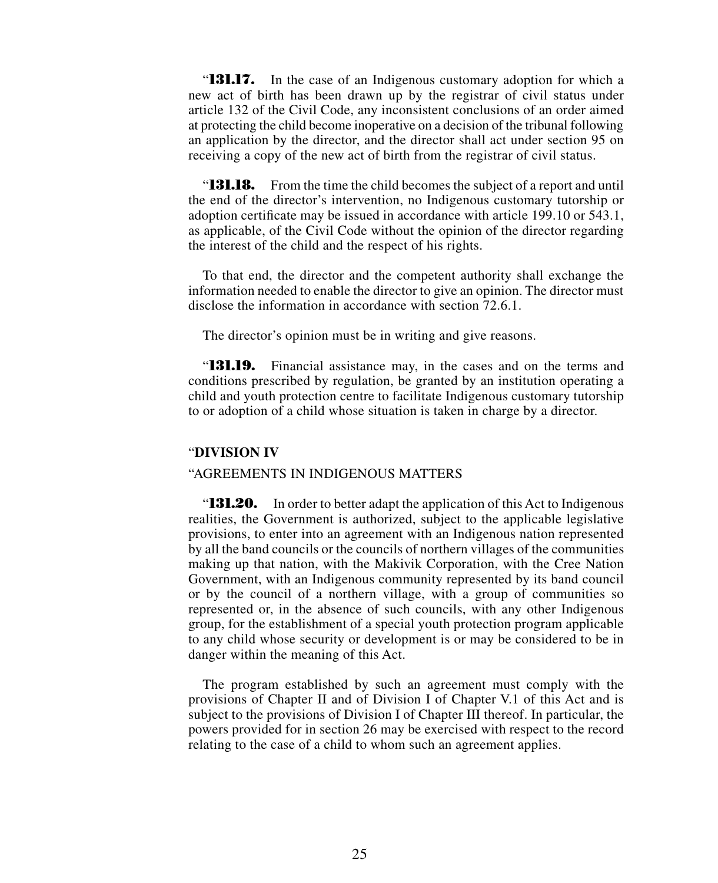"**131.17.** In the case of an Indigenous customary adoption for which a new act of birth has been drawn up by the registrar of civil status under article 132 of the Civil Code, any inconsistent conclusions of an order aimed at protecting the child become inoperative on a decision of the tribunal following an application by the director, and the director shall act under section 95 on receiving a copy of the new act of birth from the registrar of civil status.

"**131.18.** From the time the child becomes the subject of a report and until the end of the director's intervention, no Indigenous customary tutorship or adoption certificate may be issued in accordance with article 199.10 or 543.1, as applicable, of the Civil Code without the opinion of the director regarding the interest of the child and the respect of his rights.

To that end, the director and the competent authority shall exchange the information needed to enable the director to give an opinion. The director must disclose the information in accordance with section 72.6.1.

The director's opinion must be in writing and give reasons.

"**131.19.** Financial assistance may, in the cases and on the terms and conditions prescribed by regulation, be granted by an institution operating a child and youth protection centre to facilitate Indigenous customary tutorship to or adoption of a child whose situation is taken in charge by a director.

"**DIVISION IV**

"AGREEMENTS IN INDIGENOUS MATTERS

"**131.20.** In order to better adapt the application of this Act to Indigenous realities, the Government is authorized, subject to the applicable legislative provisions, to enter into an agreement with an Indigenous nation represented by all the band councils or the councils of northern villages of the communities making up that nation, with the Makivik Corporation, with the Cree Nation Government, with an Indigenous community represented by its band council or by the council of a northern village, with a group of communities so represented or, in the absence of such councils, with any other Indigenous group, for the establishment of a special youth protection program applicable to any child whose security or development is or may be considered to be in danger within the meaning of this Act.

The program established by such an agreement must comply with the provisions of Chapter II and of Division I of Chapter V.1 of this Act and is subject to the provisions of Division I of Chapter III thereof. In particular, the powers provided for in section 26 may be exercised with respect to the record relating to the case of a child to whom such an agreement applies.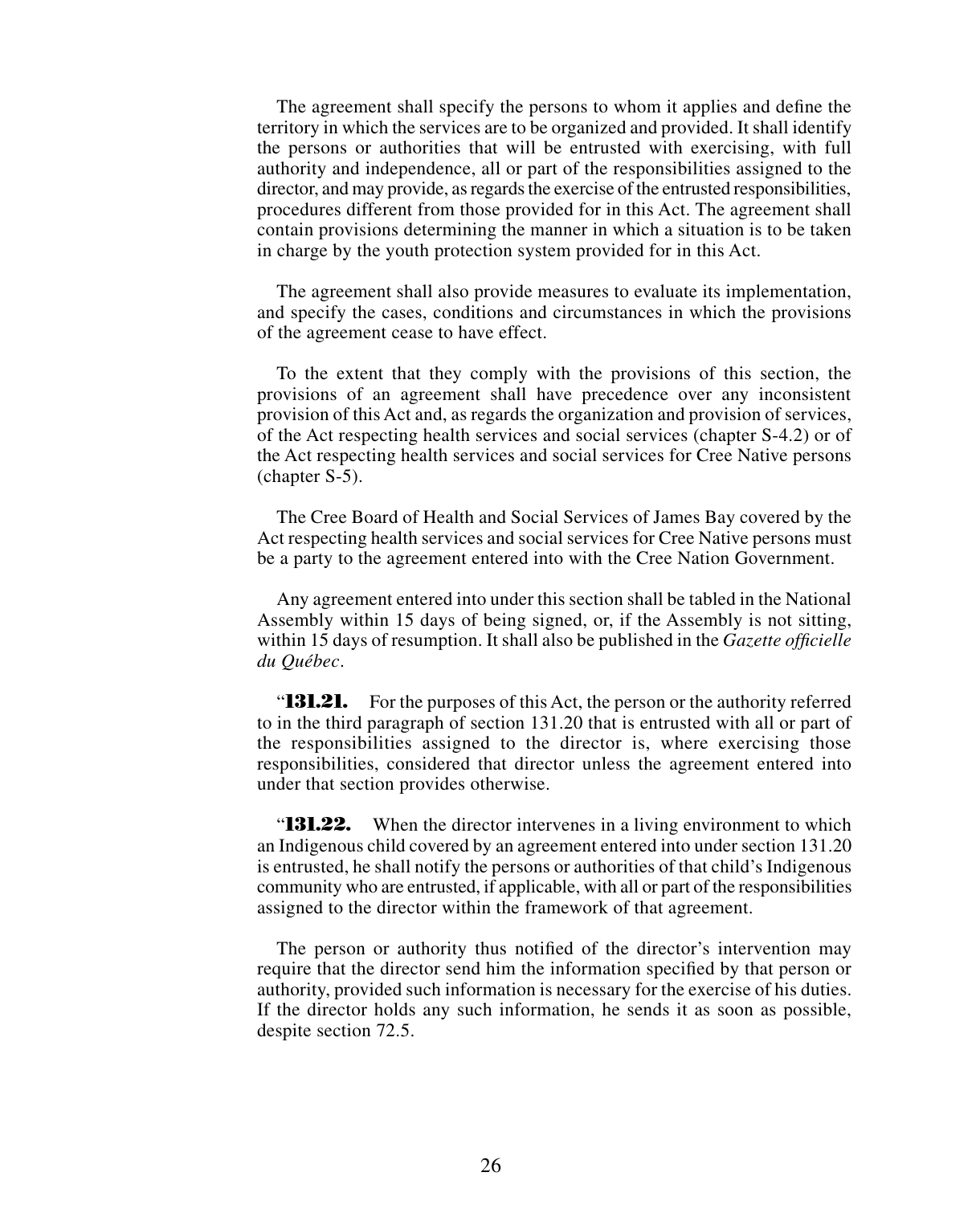The agreement shall specify the persons to whom it applies and define the territory in which the services are to be organized and provided. It shall identify the persons or authorities that will be entrusted with exercising, with full authority and independence, all or part of the responsibilities assigned to the director, and may provide, as regards the exercise of the entrusted responsibilities, procedures different from those provided for in this Act. The agreement shall contain provisions determining the manner in which a situation is to be taken in charge by the youth protection system provided for in this Act.

The agreement shall also provide measures to evaluate its implementation, and specify the cases, conditions and circumstances in which the provisions of the agreement cease to have effect.

To the extent that they comply with the provisions of this section, the provisions of an agreement shall have precedence over any inconsistent provision of this Act and, as regards the organization and provision of services, of the Act respecting health services and social services (chapter S-4.2) or of the Act respecting health services and social services for Cree Native persons (chapter S-5).

The Cree Board of Health and Social Services of James Bay covered by the Act respecting health services and social services for Cree Native persons must be a party to the agreement entered into with the Cree Nation Government.

Any agreement entered into under this section shall be tabled in the National Assembly within 15 days of being signed, or, if the Assembly is not sitting, within 15 days of resumption. It shall also be published in the *Gazette officielle du Québec*.

"**131.21.** For the purposes of this Act, the person or the authority referred to in the third paragraph of section 131.20 that is entrusted with all or part of the responsibilities assigned to the director is, where exercising those responsibilities, considered that director unless the agreement entered into under that section provides otherwise.

"**131.22.** When the director intervenes in a living environment to which an Indigenous child covered by an agreement entered into under section 131.20 is entrusted, he shall notify the persons or authorities of that child's Indigenous community who are entrusted, if applicable, with all or part of the responsibilities assigned to the director within the framework of that agreement.

The person or authority thus notified of the director's intervention may require that the director send him the information specified by that person or authority, provided such information is necessary for the exercise of his duties. If the director holds any such information, he sends it as soon as possible, despite section 72.5.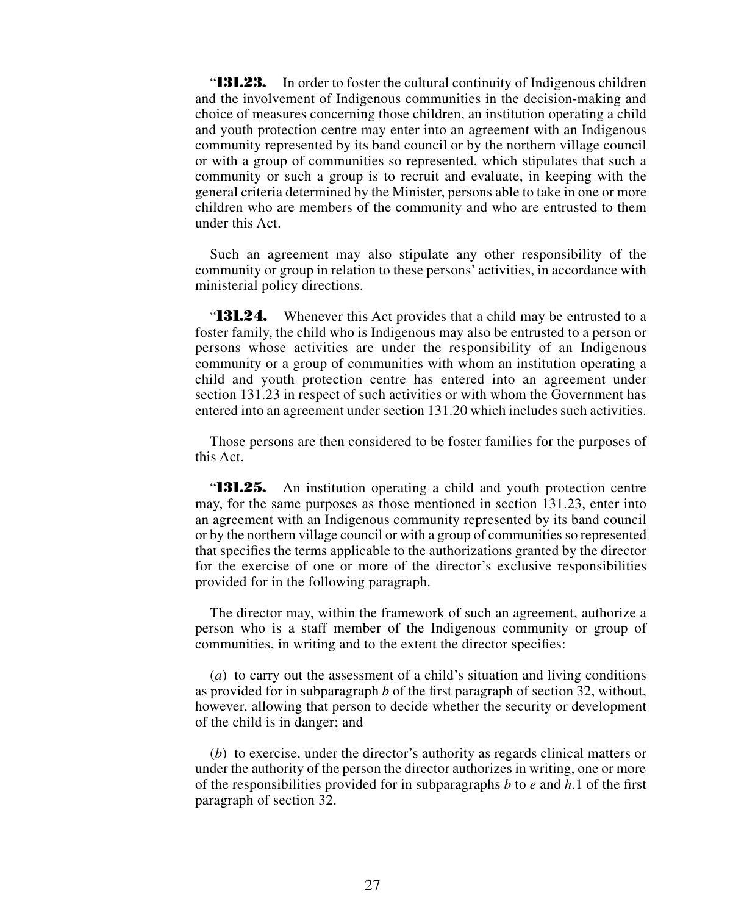"**131.23.** In order to foster the cultural continuity of Indigenous children and the involvement of Indigenous communities in the decision-making and choice of measures concerning those children, an institution operating a child and youth protection centre may enter into an agreement with an Indigenous community represented by its band council or by the northern village council or with a group of communities so represented, which stipulates that such a community or such a group is to recruit and evaluate, in keeping with the general criteria determined by the Minister, persons able to take in one or more children who are members of the community and who are entrusted to them under this Act.

Such an agreement may also stipulate any other responsibility of the community or group in relation to these persons' activities, in accordance with ministerial policy directions.

"**131.24.** Whenever this Act provides that a child may be entrusted to a foster family, the child who is Indigenous may also be entrusted to a person or persons whose activities are under the responsibility of an Indigenous community or a group of communities with whom an institution operating a child and youth protection centre has entered into an agreement under section 131.23 in respect of such activities or with whom the Government has entered into an agreement under section 131.20 which includes such activities.

Those persons are then considered to be foster families for the purposes of this Act.

"**131.25.** An institution operating a child and youth protection centre may, for the same purposes as those mentioned in section 131.23, enter into an agreement with an Indigenous community represented by its band council or by the northern village council or with a group of communities so represented that specifies the terms applicable to the authorizations granted by the director for the exercise of one or more of the director's exclusive responsibilities provided for in the following paragraph.

The director may, within the framework of such an agreement, authorize a person who is a staff member of the Indigenous community or group of communities, in writing and to the extent the director specifies:

(*a*) to carry out the assessment of a child's situation and living conditions as provided for in subparagraph *b* of the first paragraph of section 32, without, however, allowing that person to decide whether the security or development of the child is in danger; and

(*b*) to exercise, under the director's authority as regards clinical matters or under the authority of the person the director authorizes in writing, one or more of the responsibilities provided for in subparagraphs *b* to *e* and *h*.1 of the first paragraph of section 32.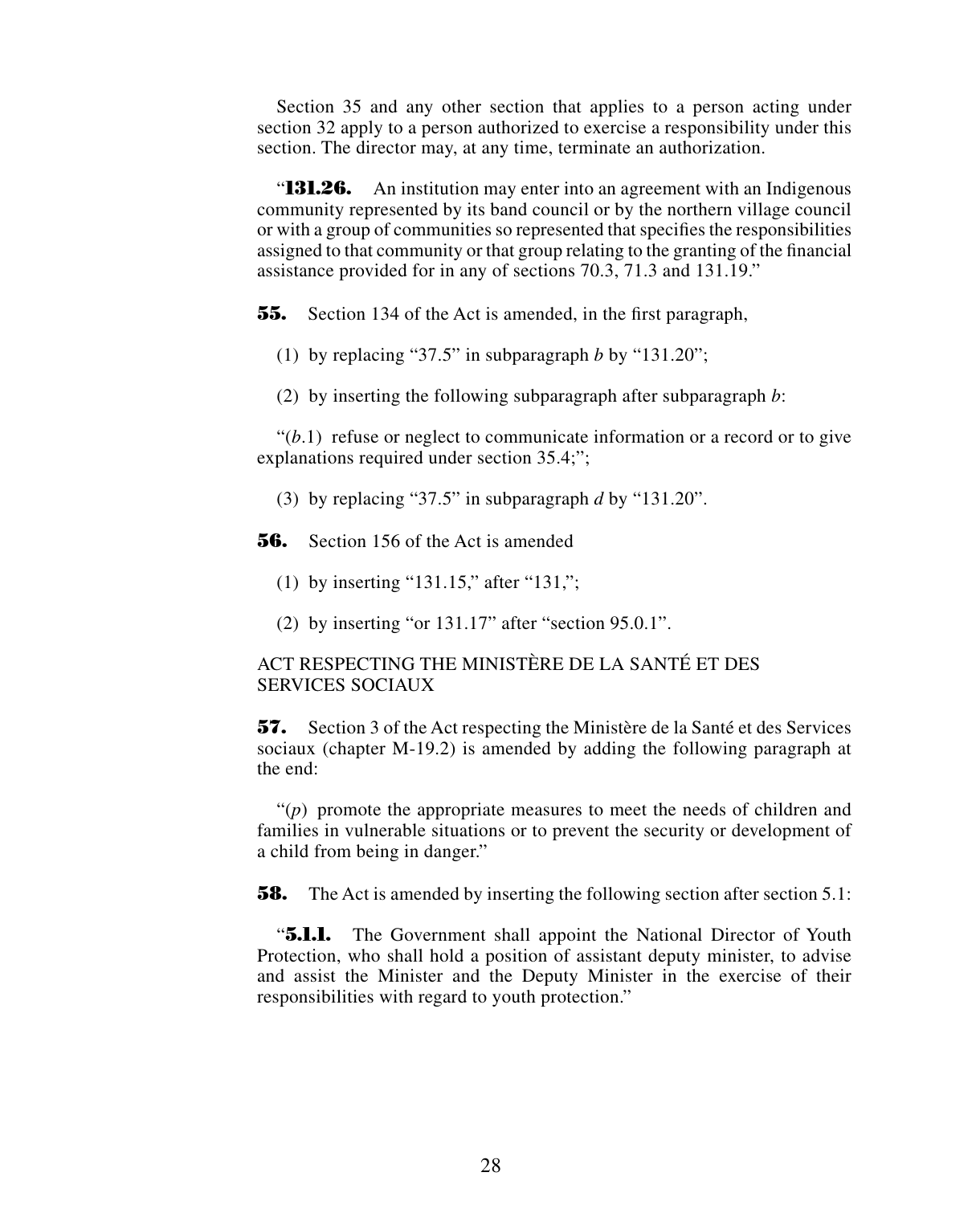Section 35 and any other section that applies to a person acting under section 32 apply to a person authorized to exercise a responsibility under this section. The director may, at any time, terminate an authorization.

"**131.26.** An institution may enter into an agreement with an Indigenous community represented by its band council or by the northern village council or with a group of communities so represented that specifies the responsibilities assigned to that community or that group relating to the granting of the financial assistance provided for in any of sections 70.3, 71.3 and 131.19."

**55.** Section 134 of the Act is amended, in the first paragraph,

(1) by replacing "37.5" in subparagraph *b* by "131.20";

(2) by inserting the following subparagraph after subparagraph *b*:

"(*b*.1) refuse or neglect to communicate information or a record or to give explanations required under section 35.4;";

(3) by replacing "37.5" in subparagraph *d* by "131.20".

**56.** Section 156 of the Act is amended

(1) by inserting "131.15," after "131,";

(2) by inserting "or 131.17" after "section 95.0.1".

ACT RESPECTING THE MINISTÈRE DE LA SANTÉ ET DES SERVICES SOCIAUX

**57.** Section 3 of the Act respecting the Ministère de la Santé et des Services sociaux (chapter M-19.2) is amended by adding the following paragraph at the end:

"(*p*) promote the appropriate measures to meet the needs of children and families in vulnerable situations or to prevent the security or development of a child from being in danger."

**58.** The Act is amended by inserting the following section after section 5.1:

"**5.1.1.** The Government shall appoint the National Director of Youth Protection, who shall hold a position of assistant deputy minister, to advise and assist the Minister and the Deputy Minister in the exercise of their responsibilities with regard to youth protection."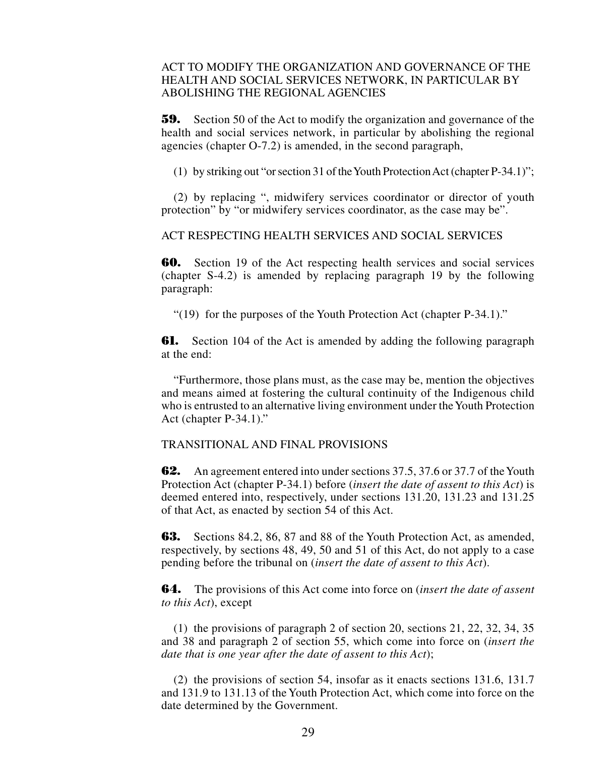ACT TO MODIFY THE ORGANIZATION AND GOVERNANCE OF THE HEALTH AND SOCIAL SERVICES NETWORK, IN PARTICULAR BY ABOLISHING THE REGIONAL AGENCIES

**59.** Section 50 of the Act to modify the organization and governance of the health and social services network, in particular by abolishing the regional agencies (chapter O-7.2) is amended, in the second paragraph,

(1) by striking out "or section 31 of the Youth Protection Act (chapter P-34.1)";

(2) by replacing ", midwifery services coordinator or director of youth protection" by "or midwifery services coordinator, as the case may be".

ACT RESPECTING HEALTH SERVICES AND SOCIAL SERVICES

**60.** Section 19 of the Act respecting health services and social services (chapter S-4.2) is amended by replacing paragraph 19 by the following paragraph:

"(19) for the purposes of the Youth Protection Act (chapter P-34.1)."

**61.** Section 104 of the Act is amended by adding the following paragraph at the end:

"Furthermore, those plans must, as the case may be, mention the objectives and means aimed at fostering the cultural continuity of the Indigenous child who is entrusted to an alternative living environment under the Youth Protection Act (chapter P-34.1)."

TRANSITIONAL AND FINAL PROVISIONS

**62.** An agreement entered into under sections 37.5, 37.6 or 37.7 of the Youth Protection Act (chapter P-34.1) before (*insert the date of assent to this Act*) is deemed entered into, respectively, under sections 131.20, 131.23 and 131.25 of that Act, as enacted by section 54 of this Act.

**63.** Sections 84.2, 86, 87 and 88 of the Youth Protection Act, as amended, respectively, by sections 48, 49, 50 and 51 of this Act, do not apply to a case pending before the tribunal on (*insert the date of assent to this Act*).

**64.** The provisions of this Act come into force on (*insert the date of assent to this Act*), except

(1) the provisions of paragraph 2 of section 20, sections 21, 22, 32, 34, 35 and 38 and paragraph 2 of section 55, which come into force on (*insert the date that is one year after the date of assent to this Act*);

(2) the provisions of section 54, insofar as it enacts sections 131.6, 131.7 and 131.9 to 131.13 of the Youth Protection Act, which come into force on the date determined by the Government.